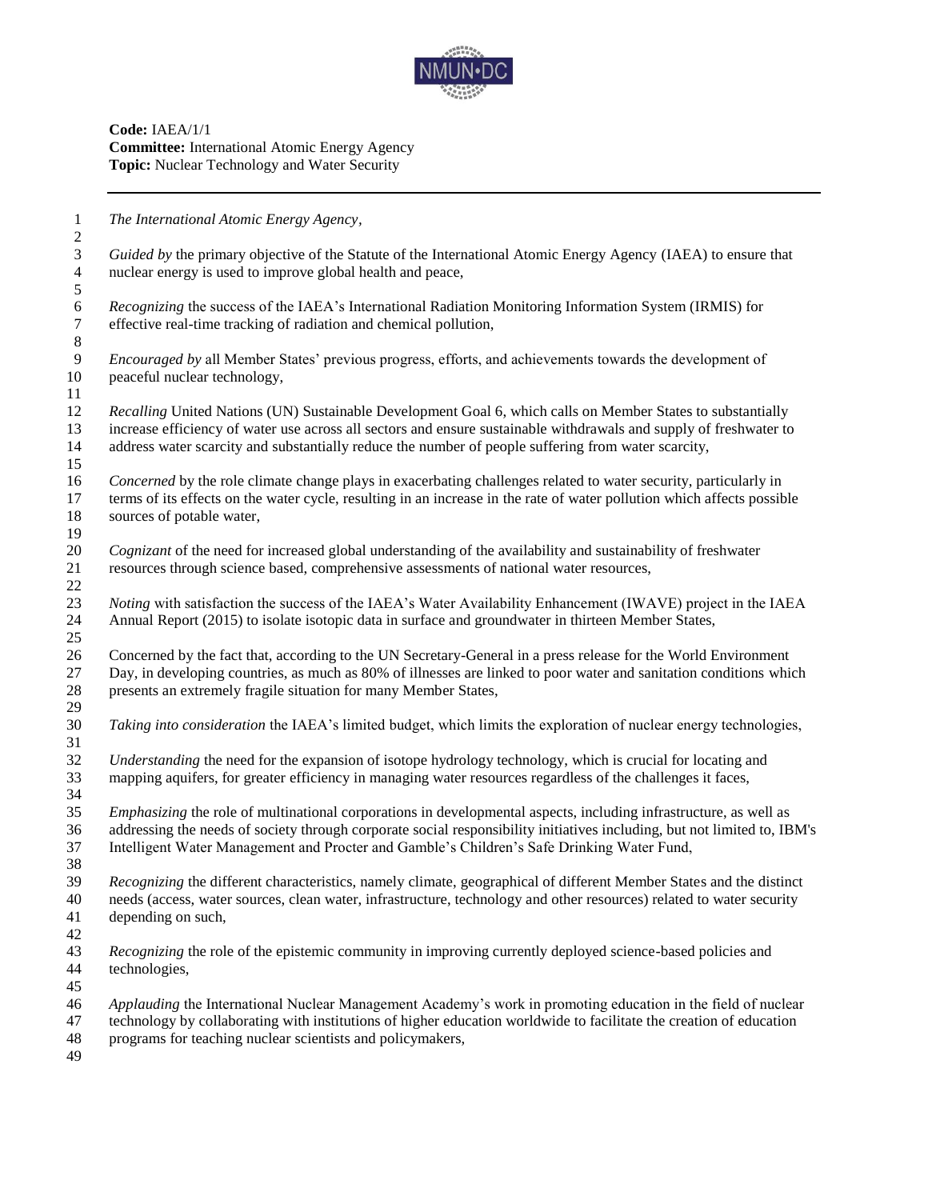**Code:** IAEA/1/1
**Committee:** International Atomic Energy Agency
**Topic:** Nuclear Technology and Water Security

---

*The International Atomic Energy Agency*,

*Guided by* the primary objective of the Statute of the International Atomic Energy Agency (IAEA) to ensure that nuclear energy is used to improve global health and peace,

*Recognizing* the success of the IAEA's International Radiation Monitoring Information System (IRMIS) for effective real-time tracking of radiation and chemical pollution,

*Encouraged by* all Member States' previous progress, efforts, and achievements towards the development of peaceful nuclear technology,

*Recalling* United Nations (UN) Sustainable Development Goal 6, which calls on Member States to substantially increase efficiency of water use across all sectors and ensure sustainable withdrawals and supply of freshwater to address water scarcity and substantially reduce the number of people suffering from water scarcity,

*Concerned* by the role climate change plays in exacerbating challenges related to water security, particularly in terms of its effects on the water cycle, resulting in an increase in the rate of water pollution which affects possible sources of potable water,

*Cognizant* of the need for increased global understanding of the availability and sustainability of freshwater resources through science based, comprehensive assessments of national water resources,

*Noting* with satisfaction the success of the IAEA's Water Availability Enhancement (IWAVE) project in the IAEA Annual Report (2015) to isolate isotopic data in surface and groundwater in thirteen Member States,

Concerned by the fact that, according to the UN Secretary-General in a press release for the World Environment Day, in developing countries, as much as 80% of illnesses are linked to poor water and sanitation conditions which presents an extremely fragile situation for many Member States,

*Taking into consideration* the IAEA's limited budget, which limits the exploration of nuclear energy technologies,

*Understanding* the need for the expansion of isotope hydrology technology, which is crucial for locating and mapping aquifers, for greater efficiency in managing water resources regardless of the challenges it faces,

*Emphasizing* the role of multinational corporations in developmental aspects, including infrastructure, as well as addressing the needs of society through corporate social responsibility initiatives including, but not limited to, IBM's Intelligent Water Management and Procter and Gamble's Children's Safe Drinking Water Fund,

*Recognizing* the different characteristics, namely climate, geographical of different Member States and the distinct needs (access, water sources, clean water, infrastructure, technology and other resources) related to water security depending on such,

*Recognizing* the role of the epistemic community in improving currently deployed science-based policies and technologies,

*Applauding* the International Nuclear Management Academy's work in promoting education in the field of nuclear technology by collaborating with institutions of higher education worldwide to facilitate the creation of education programs for teaching nuclear scientists and policymakers,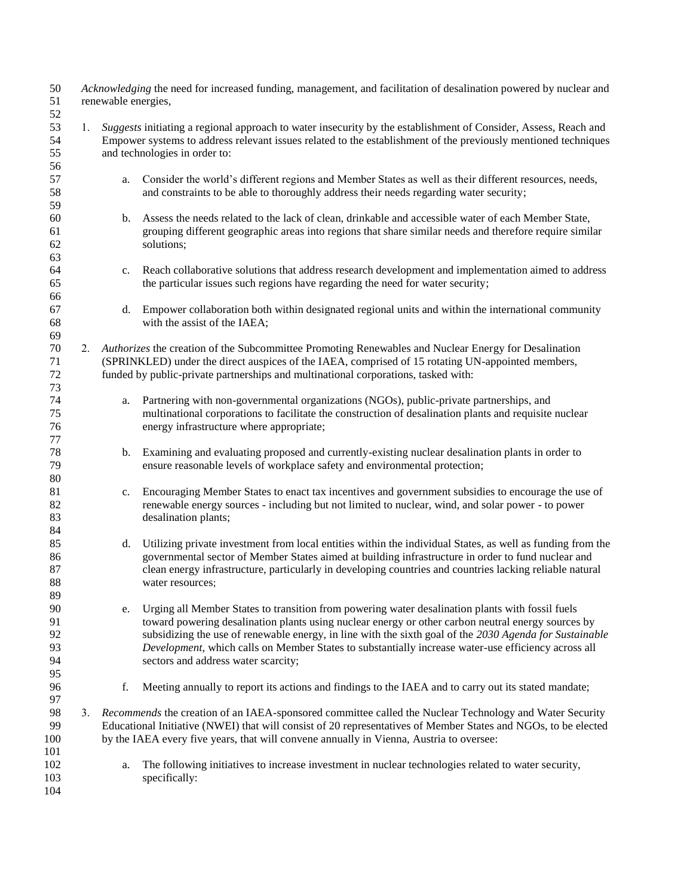*Acknowledging* the need for increased funding, management, and facilitation of desalination powered by nuclear and renewable energies,

1. *Suggests* initiating a regional approach to water insecurity by the establishment of Consider, Assess, Reach and Empower systems to address relevant issues related to the establishment of the previously mentioned techniques and technologies in order to:

    a. Consider the world's different regions and Member States as well as their different resources, needs, and constraints to be able to thoroughly address their needs regarding water security;

    b. Assess the needs related to the lack of clean, drinkable and accessible water of each Member State, grouping different geographic areas into regions that share similar needs and therefore require similar solutions;

    c. Reach collaborative solutions that address research development and implementation aimed to address the particular issues such regions have regarding the need for water security;

    d. Empower collaboration both within designated regional units and within the international community with the assist of the IAEA;

2. *Authorizes* the creation of the Subcommittee Promoting Renewables and Nuclear Energy for Desalination (SPRINKLED) under the direct auspices of the IAEA, comprised of 15 rotating UN-appointed members, funded by public-private partnerships and multinational corporations, tasked with:

    a. Partnering with non-governmental organizations (NGOs), public-private partnerships, and multinational corporations to facilitate the construction of desalination plants and requisite nuclear energy infrastructure where appropriate;

    b. Examining and evaluating proposed and currently-existing nuclear desalination plants in order to ensure reasonable levels of workplace safety and environmental protection;

    c. Encouraging Member States to enact tax incentives and government subsidies to encourage the use of renewable energy sources - including but not limited to nuclear, wind, and solar power - to power desalination plants;

    d. Utilizing private investment from local entities within the individual States, as well as funding from the governmental sector of Member States aimed at building infrastructure in order to fund nuclear and clean energy infrastructure, particularly in developing countries and countries lacking reliable natural water resources;

    e. Urging all Member States to transition from powering water desalination plants with fossil fuels toward powering desalination plants using nuclear energy or other carbon neutral energy sources by subsidizing the use of renewable energy, in line with the sixth goal of the *2030 Agenda for Sustainable Development*, which calls on Member States to substantially increase water-use efficiency across all sectors and address water scarcity;

    f. Meeting annually to report its actions and findings to the IAEA and to carry out its stated mandate;

3. *Recommends* the creation of an IAEA-sponsored committee called the Nuclear Technology and Water Security Educational Initiative (NWEI) that will consist of 20 representatives of Member States and NGOs, to be elected by the IAEA every five years, that will convene annually in Vienna, Austria to oversee:

    a. The following initiatives to increase investment in nuclear technologies related to water security, specifically: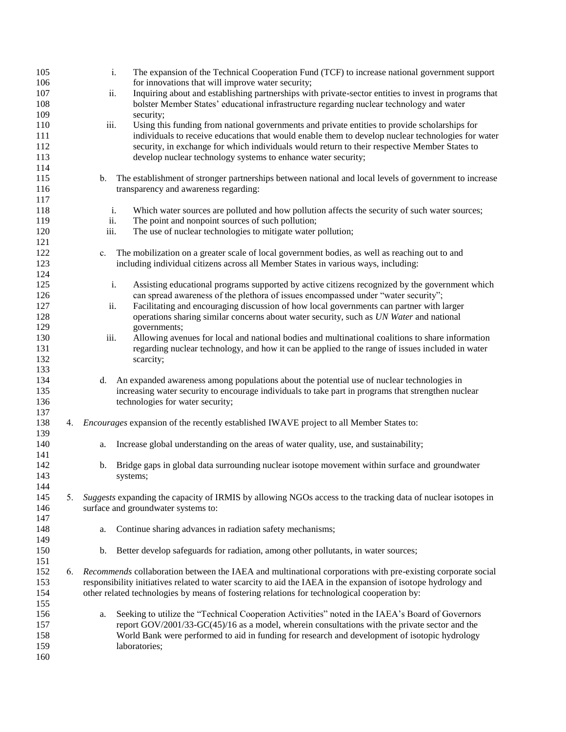i. The expansion of the Technical Cooperation Fund (TCF) to increase national government support for innovations that will improve water security;
ii. Inquiring about and establishing partnerships with private-sector entities to invest in programs that bolster Member States' educational infrastructure regarding nuclear technology and water security;
iii. Using this funding from national governments and private entities to provide scholarships for individuals to receive educations that would enable them to develop nuclear technologies for water security, in exchange for which individuals would return to their respective Member States to develop nuclear technology systems to enhance water security;

b. The establishment of stronger partnerships between national and local levels of government to increase transparency and awareness regarding:

i. Which water sources are polluted and how pollution affects the security of such water sources;
ii. The point and nonpoint sources of such pollution;
iii. The use of nuclear technologies to mitigate water pollution;

c. The mobilization on a greater scale of local government bodies, as well as reaching out to and including individual citizens across all Member States in various ways, including:

i. Assisting educational programs supported by active citizens recognized by the government which can spread awareness of the plethora of issues encompassed under "water security";
ii. Facilitating and encouraging discussion of how local governments can partner with larger operations sharing similar concerns about water security, such as *UN Water* and national governments;
iii. Allowing avenues for local and national bodies and multinational coalitions to share information regarding nuclear technology, and how it can be applied to the range of issues included in water scarcity;

d. An expanded awareness among populations about the potential use of nuclear technologies in increasing water security to encourage individuals to take part in programs that strengthen nuclear technologies for water security;

4. *Encourages* expansion of the recently established IWAVE project to all Member States to:

a. Increase global understanding on the areas of water quality, use, and sustainability;

b. Bridge gaps in global data surrounding nuclear isotope movement within surface and groundwater systems;

5. *Suggests* expanding the capacity of IRMIS by allowing NGOs access to the tracking data of nuclear isotopes in surface and groundwater systems to:

a. Continue sharing advances in radiation safety mechanisms;

b. Better develop safeguards for radiation, among other pollutants, in water sources;

6. *Recommends* collaboration between the IAEA and multinational corporations with pre-existing corporate social responsibility initiatives related to water scarcity to aid the IAEA in the expansion of isotope hydrology and other related technologies by means of fostering relations for technological cooperation by:

a. Seeking to utilize the "Technical Cooperation Activities" noted in the IAEA's Board of Governors report GOV/2001/33-GC(45)/16 as a model, wherein consultations with the private sector and the World Bank were performed to aid in funding for research and development of isotopic hydrology laboratories;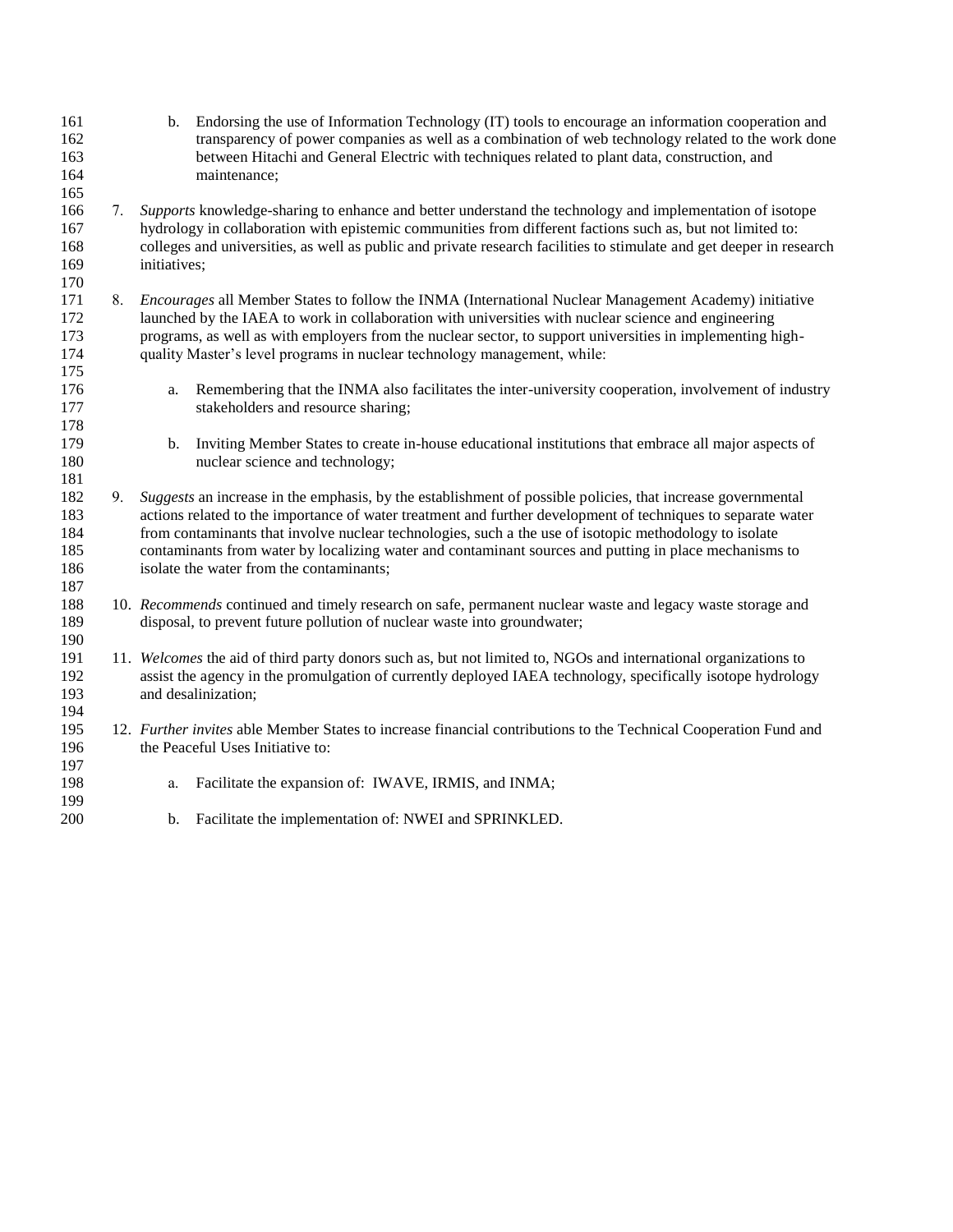b. Endorsing the use of Information Technology (IT) tools to encourage an information cooperation and transparency of power companies as well as a combination of web technology related to the work done between Hitachi and General Electric with techniques related to plant data, construction, and maintenance;

7. *Supports* knowledge-sharing to enhance and better understand the technology and implementation of isotope hydrology in collaboration with epistemic communities from different factions such as, but not limited to: colleges and universities, as well as public and private research facilities to stimulate and get deeper in research initiatives;

8. *Encourages* all Member States to follow the INMA (International Nuclear Management Academy) initiative launched by the IAEA to work in collaboration with universities with nuclear science and engineering programs, as well as with employers from the nuclear sector, to support universities in implementing high-quality Master's level programs in nuclear technology management, while:

   a. Remembering that the INMA also facilitates the inter-university cooperation, involvement of industry stakeholders and resource sharing;

   b. Inviting Member States to create in-house educational institutions that embrace all major aspects of nuclear science and technology;

9. *Suggests* an increase in the emphasis, by the establishment of possible policies, that increase governmental actions related to the importance of water treatment and further development of techniques to separate water from contaminants that involve nuclear technologies, such a the use of isotopic methodology to isolate contaminants from water by localizing water and contaminant sources and putting in place mechanisms to isolate the water from the contaminants;

10. *Recommends* continued and timely research on safe, permanent nuclear waste and legacy waste storage and disposal, to prevent future pollution of nuclear waste into groundwater;

11. *Welcomes* the aid of third party donors such as, but not limited to, NGOs and international organizations to assist the agency in the promulgation of currently deployed IAEA technology, specifically isotope hydrology and desalinization;

12. *Further invites* able Member States to increase financial contributions to the Technical Cooperation Fund and the Peaceful Uses Initiative to:

    a. Facilitate the expansion of: IWAVE, IRMIS, and INMA;

    b. Facilitate the implementation of: NWEI and SPRINKLED.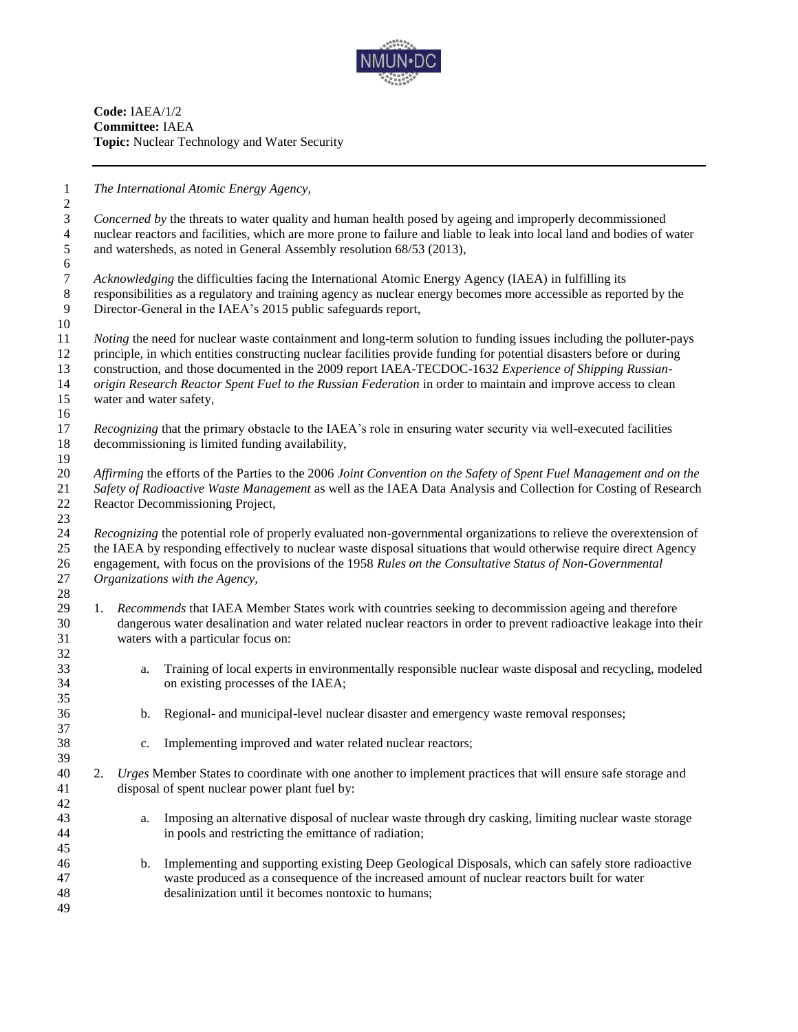**Code:** IAEA/1/2
**Committee:** IAEA
**Topic:** Nuclear Technology and Water Security

---

*The International Atomic Energy Agency,*

*Concerned by* the threats to water quality and human health posed by ageing and improperly decommissioned nuclear reactors and facilities, which are more prone to failure and liable to leak into local land and bodies of water and watersheds, as noted in General Assembly resolution 68/53 (2013),

*Acknowledging* the difficulties facing the International Atomic Energy Agency (IAEA) in fulfilling its responsibilities as a regulatory and training agency as nuclear energy becomes more accessible as reported by the Director-General in the IAEA's 2015 public safeguards report,

*Noting* the need for nuclear waste containment and long-term solution to funding issues including the polluter-pays principle, in which entities constructing nuclear facilities provide funding for potential disasters before or during construction, and those documented in the 2009 report IAEA-TECDOC-1632 *Experience of Shipping Russian-origin Research Reactor Spent Fuel to the Russian Federation* in order to maintain and improve access to clean water and water safety,

*Recognizing* that the primary obstacle to the IAEA's role in ensuring water security via well-executed facilities decommissioning is limited funding availability,

*Affirming* the efforts of the Parties to the 2006 *Joint Convention on the Safety of Spent Fuel Management and on the Safety of Radioactive Waste Management* as well as the IAEA Data Analysis and Collection for Costing of Research Reactor Decommissioning Project,

*Recognizing* the potential role of properly evaluated non-governmental organizations to relieve the overextension of the IAEA by responding effectively to nuclear waste disposal situations that would otherwise require direct Agency engagement, with focus on the provisions of the 1958 *Rules on the Consultative Status of Non-Governmental Organizations with the Agency*,

1. *Recommends* that IAEA Member States work with countries seeking to decommission ageing and therefore dangerous water desalination and water related nuclear reactors in order to prevent radioactive leakage into their waters with a particular focus on:

    a. Training of local experts in environmentally responsible nuclear waste disposal and recycling, modeled on existing processes of the IAEA;

    b. Regional- and municipal-level nuclear disaster and emergency waste removal responses;

    c. Implementing improved and water related nuclear reactors;

2. *Urges* Member States to coordinate with one another to implement practices that will ensure safe storage and disposal of spent nuclear power plant fuel by:

    a. Imposing an alternative disposal of nuclear waste through dry casking, limiting nuclear waste storage in pools and restricting the emittance of radiation;

    b. Implementing and supporting existing Deep Geological Disposals, which can safely store radioactive waste produced as a consequence of the increased amount of nuclear reactors built for water desalinization until it becomes nontoxic to humans;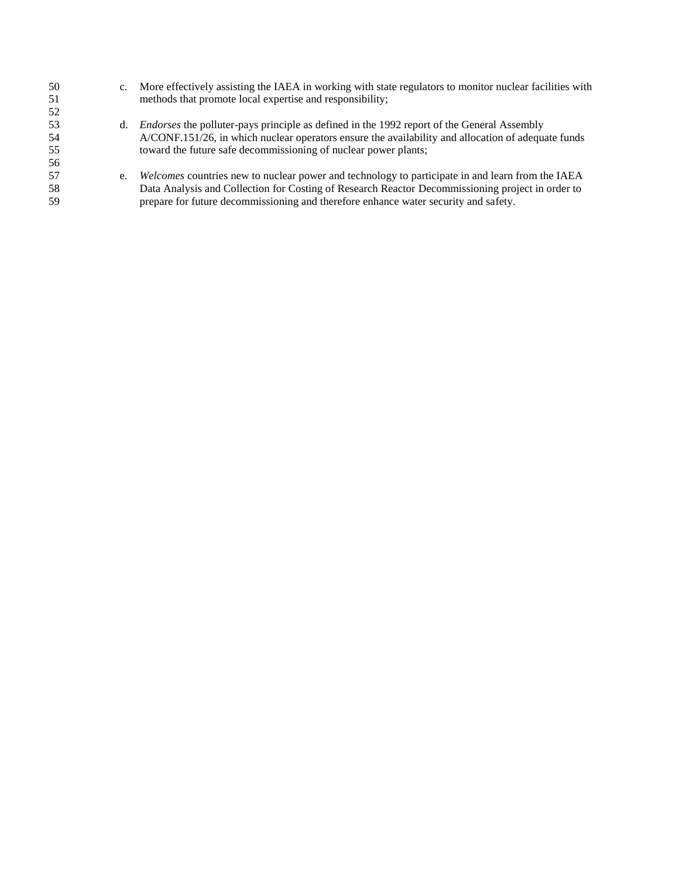c. More effectively assisting the IAEA in working with state regulators to monitor nuclear facilities with methods that promote local expertise and responsibility;

d. *Endorses* the polluter-pays principle as defined in the 1992 report of the General Assembly A/CONF.151/26, in which nuclear operators ensure the availability and allocation of adequate funds toward the future safe decommissioning of nuclear power plants;

e. *Welcomes* countries new to nuclear power and technology to participate in and learn from the IAEA Data Analysis and Collection for Costing of Research Reactor Decommissioning project in order to prepare for future decommissioning and therefore enhance water security and safety.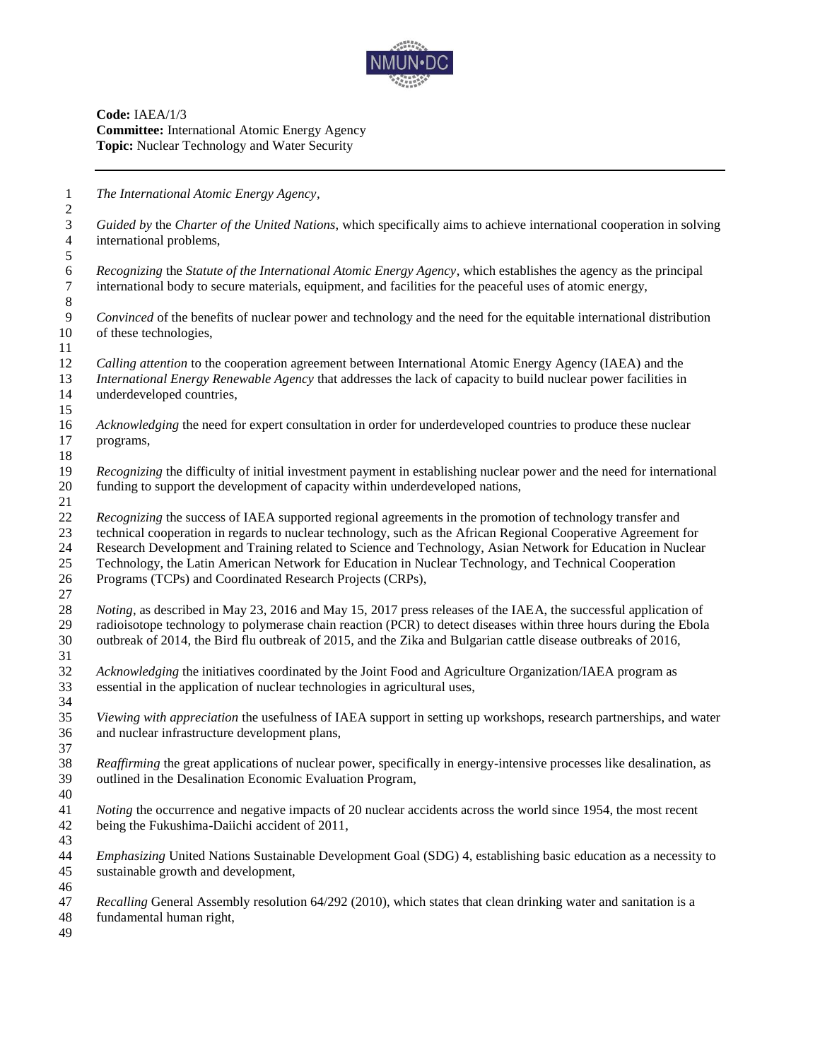**Code:** IAEA/1/3
**Committee:** International Atomic Energy Agency
**Topic:** Nuclear Technology and Water Security

---

*The International Atomic Energy Agency*,

*Guided by* the *Charter of the United Nations*, which specifically aims to achieve international cooperation in solving international problems,

*Recognizing* the *Statute of the International Atomic Energy Agency*, which establishes the agency as the principal international body to secure materials, equipment, and facilities for the peaceful uses of atomic energy,

*Convinced* of the benefits of nuclear power and technology and the need for the equitable international distribution of these technologies,

*Calling attention* to the cooperation agreement between International Atomic Energy Agency (IAEA) and the *International Energy Renewable Agency* that addresses the lack of capacity to build nuclear power facilities in underdeveloped countries,

*Acknowledging* the need for expert consultation in order for underdeveloped countries to produce these nuclear programs,

*Recognizing* the difficulty of initial investment payment in establishing nuclear power and the need for international funding to support the development of capacity within underdeveloped nations,

*Recognizing* the success of IAEA supported regional agreements in the promotion of technology transfer and technical cooperation in regards to nuclear technology, such as the African Regional Cooperative Agreement for Research Development and Training related to Science and Technology, Asian Network for Education in Nuclear Technology, the Latin American Network for Education in Nuclear Technology, and Technical Cooperation Programs (TCPs) and Coordinated Research Projects (CRPs),

*Noting*, as described in May 23, 2016 and May 15, 2017 press releases of the IAEA, the successful application of radioisotope technology to polymerase chain reaction (PCR) to detect diseases within three hours during the Ebola outbreak of 2014, the Bird flu outbreak of 2015, and the Zika and Bulgarian cattle disease outbreaks of 2016,

*Acknowledging* the initiatives coordinated by the Joint Food and Agriculture Organization/IAEA program as essential in the application of nuclear technologies in agricultural uses,

*Viewing with appreciation* the usefulness of IAEA support in setting up workshops, research partnerships, and water and nuclear infrastructure development plans,

*Reaffirming* the great applications of nuclear power, specifically in energy-intensive processes like desalination, as outlined in the Desalination Economic Evaluation Program,

*Noting* the occurrence and negative impacts of 20 nuclear accidents across the world since 1954, the most recent being the Fukushima-Daiichi accident of 2011,

*Emphasizing* United Nations Sustainable Development Goal (SDG) 4, establishing basic education as a necessity to sustainable growth and development,

*Recalling* General Assembly resolution 64/292 (2010), which states that clean drinking water and sanitation is a fundamental human right,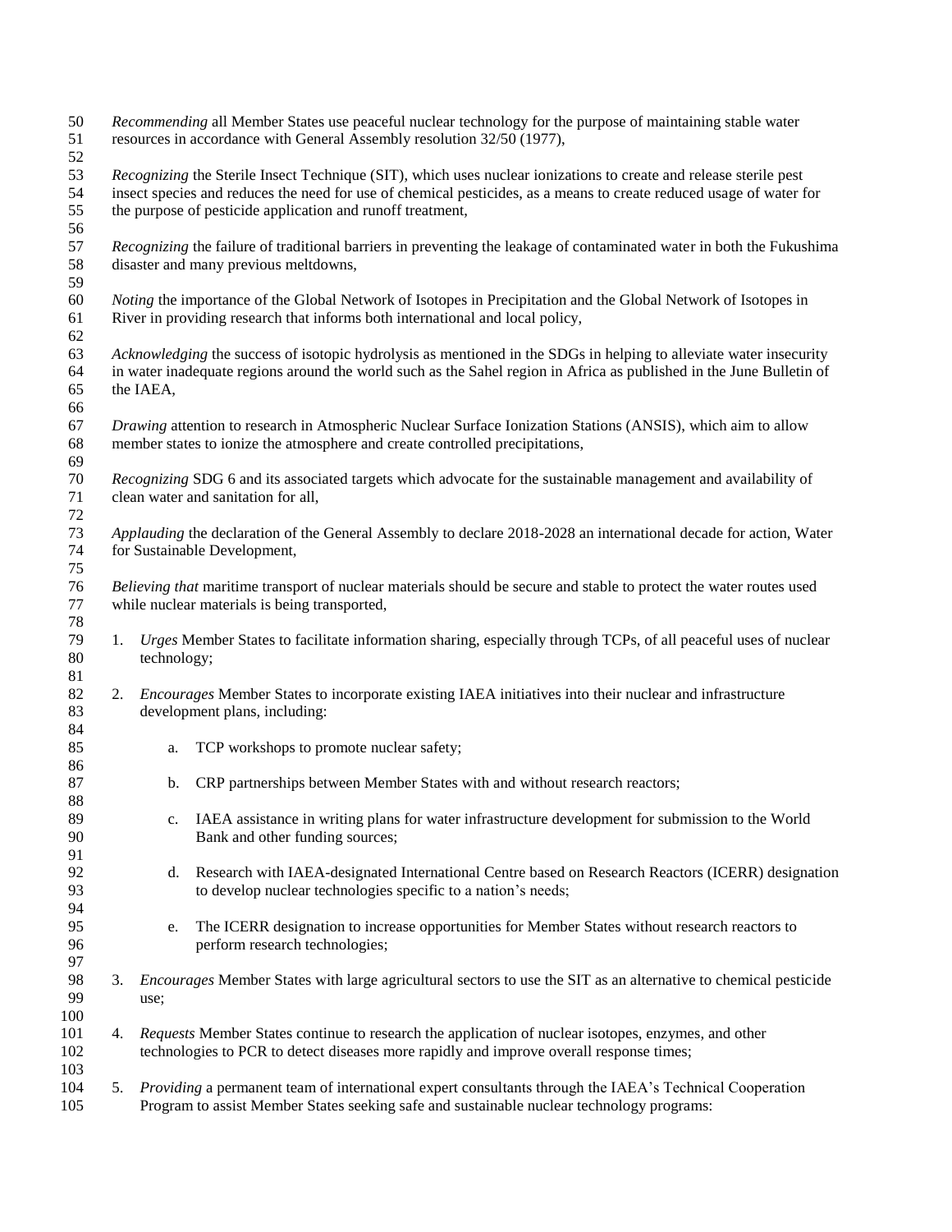*Recommending* all Member States use peaceful nuclear technology for the purpose of maintaining stable water resources in accordance with General Assembly resolution 32/50 (1977),

*Recognizing* the Sterile Insect Technique (SIT), which uses nuclear ionizations to create and release sterile pest insect species and reduces the need for use of chemical pesticides, as a means to create reduced usage of water for the purpose of pesticide application and runoff treatment,

*Recognizing* the failure of traditional barriers in preventing the leakage of contaminated water in both the Fukushima disaster and many previous meltdowns,

*Noting* the importance of the Global Network of Isotopes in Precipitation and the Global Network of Isotopes in River in providing research that informs both international and local policy,

*Acknowledging* the success of isotopic hydrolysis as mentioned in the SDGs in helping to alleviate water insecurity in water inadequate regions around the world such as the Sahel region in Africa as published in the June Bulletin of the IAEA,

*Drawing* attention to research in Atmospheric Nuclear Surface Ionization Stations (ANSIS), which aim to allow member states to ionize the atmosphere and create controlled precipitations,

*Recognizing* SDG 6 and its associated targets which advocate for the sustainable management and availability of clean water and sanitation for all,

*Applauding* the declaration of the General Assembly to declare 2018-2028 an international decade for action, Water for Sustainable Development,

*Believing that* maritime transport of nuclear materials should be secure and stable to protect the water routes used while nuclear materials is being transported,

1. *Urges* Member States to facilitate information sharing, especially through TCPs, of all peaceful uses of nuclear technology;

2. *Encourages* Member States to incorporate existing IAEA initiatives into their nuclear and infrastructure development plans, including:

    a. TCP workshops to promote nuclear safety;

    b. CRP partnerships between Member States with and without research reactors;

    c. IAEA assistance in writing plans for water infrastructure development for submission to the World Bank and other funding sources;

    d. Research with IAEA-designated International Centre based on Research Reactors (ICERR) designation to develop nuclear technologies specific to a nation's needs;

    e. The ICERR designation to increase opportunities for Member States without research reactors to perform research technologies;

3. *Encourages* Member States with large agricultural sectors to use the SIT as an alternative to chemical pesticide use;

4. *Requests* Member States continue to research the application of nuclear isotopes, enzymes, and other technologies to PCR to detect diseases more rapidly and improve overall response times;

5. *Providing* a permanent team of international expert consultants through the IAEA's Technical Cooperation Program to assist Member States seeking safe and sustainable nuclear technology programs: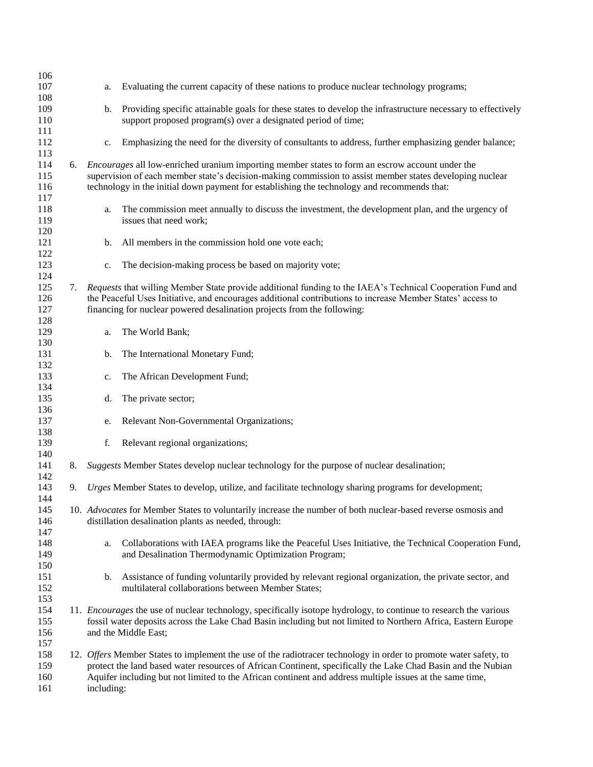a. Evaluating the current capacity of these nations to produce nuclear technology programs;

   b. Providing specific attainable goals for these states to develop the infrastructure necessary to effectively support proposed program(s) over a designated period of time;

   c. Emphasizing the need for the diversity of consultants to address, further emphasizing gender balance;

6. *Encourages* all low-enriched uranium importing member states to form an escrow account under the supervision of each member state's decision-making commission to assist member states developing nuclear technology in the initial down payment for establishing the technology and recommends that:

   a. The commission meet annually to discuss the investment, the development plan, and the urgency of issues that need work;

   b. All members in the commission hold one vote each;

   c. The decision-making process be based on majority vote;

7. *Requests* that willing Member State provide additional funding to the IAEA's Technical Cooperation Fund and the Peaceful Uses Initiative, and encourages additional contributions to increase Member States' access to financing for nuclear powered desalination projects from the following:

   a. The World Bank;

   b. The International Monetary Fund;

   c. The African Development Fund;

   d. The private sector;

   e. Relevant Non-Governmental Organizations;

   f. Relevant regional organizations;

8. *Suggests* Member States develop nuclear technology for the purpose of nuclear desalination;

9. *Urges* Member States to develop, utilize, and facilitate technology sharing programs for development;

10. *Advocates* for Member States to voluntarily increase the number of both nuclear-based reverse osmosis and distillation desalination plants as needed, through:

    a. Collaborations with IAEA programs like the Peaceful Uses Initiative, the Technical Cooperation Fund, and Desalination Thermodynamic Optimization Program;

    b. Assistance of funding voluntarily provided by relevant regional organization, the private sector, and multilateral collaborations between Member States;

11. *Encourages* the use of nuclear technology, specifically isotope hydrology, to continue to research the various fossil water deposits across the Lake Chad Basin including but not limited to Northern Africa, Eastern Europe and the Middle East;

12. *Offers* Member States to implement the use of the radiotracer technology in order to promote water safety, to protect the land based water resources of African Continent, specifically the Lake Chad Basin and the Nubian Aquifer including but not limited to the African continent and address multiple issues at the same time, including: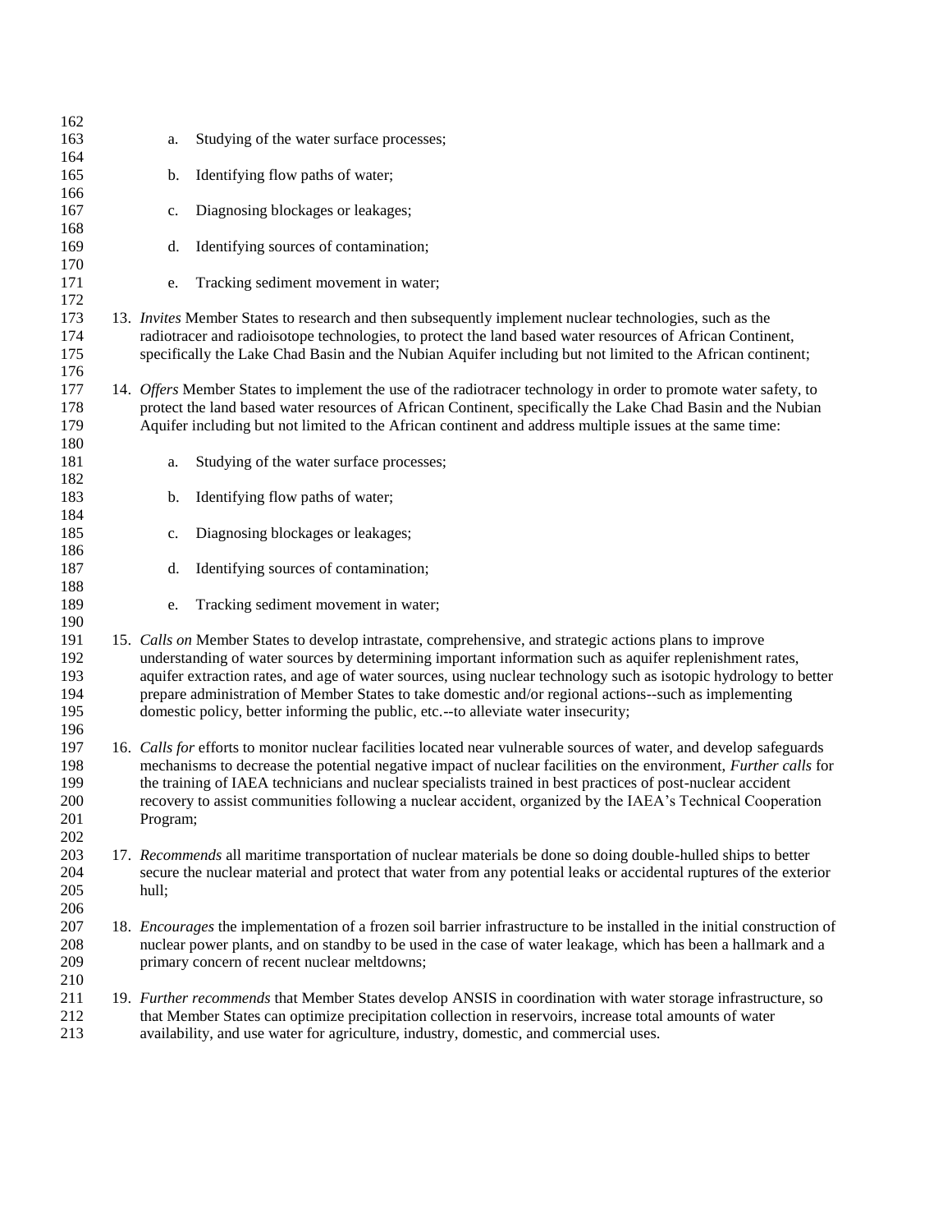a. Studying of the water surface processes;

b. Identifying flow paths of water;

c. Diagnosing blockages or leakages;

d. Identifying sources of contamination;

e. Tracking sediment movement in water;

13. *Invites* Member States to research and then subsequently implement nuclear technologies, such as the radiotracer and radioisotope technologies, to protect the land based water resources of African Continent, specifically the Lake Chad Basin and the Nubian Aquifer including but not limited to the African continent;

14. *Offers* Member States to implement the use of the radiotracer technology in order to promote water safety, to protect the land based water resources of African Continent, specifically the Lake Chad Basin and the Nubian Aquifer including but not limited to the African continent and address multiple issues at the same time:

    a. Studying of the water surface processes;

    b. Identifying flow paths of water;

    c. Diagnosing blockages or leakages;

    d. Identifying sources of contamination;

    e. Tracking sediment movement in water;

15. *Calls on* Member States to develop intrastate, comprehensive, and strategic actions plans to improve understanding of water sources by determining important information such as aquifer replenishment rates, aquifer extraction rates, and age of water sources, using nuclear technology such as isotopic hydrology to better prepare administration of Member States to take domestic and/or regional actions--such as implementing domestic policy, better informing the public, etc.--to alleviate water insecurity;

16. *Calls for* efforts to monitor nuclear facilities located near vulnerable sources of water, and develop safeguards mechanisms to decrease the potential negative impact of nuclear facilities on the environment, *Further calls* for the training of IAEA technicians and nuclear specialists trained in best practices of post-nuclear accident recovery to assist communities following a nuclear accident, organized by the IAEA's Technical Cooperation Program;

17. *Recommends* all maritime transportation of nuclear materials be done so doing double-hulled ships to better secure the nuclear material and protect that water from any potential leaks or accidental ruptures of the exterior hull;

18. *Encourages* the implementation of a frozen soil barrier infrastructure to be installed in the initial construction of nuclear power plants, and on standby to be used in the case of water leakage, which has been a hallmark and a primary concern of recent nuclear meltdowns;

19. *Further recommends* that Member States develop ANSIS in coordination with water storage infrastructure, so that Member States can optimize precipitation collection in reservoirs, increase total amounts of water availability, and use water for agriculture, industry, domestic, and commercial uses.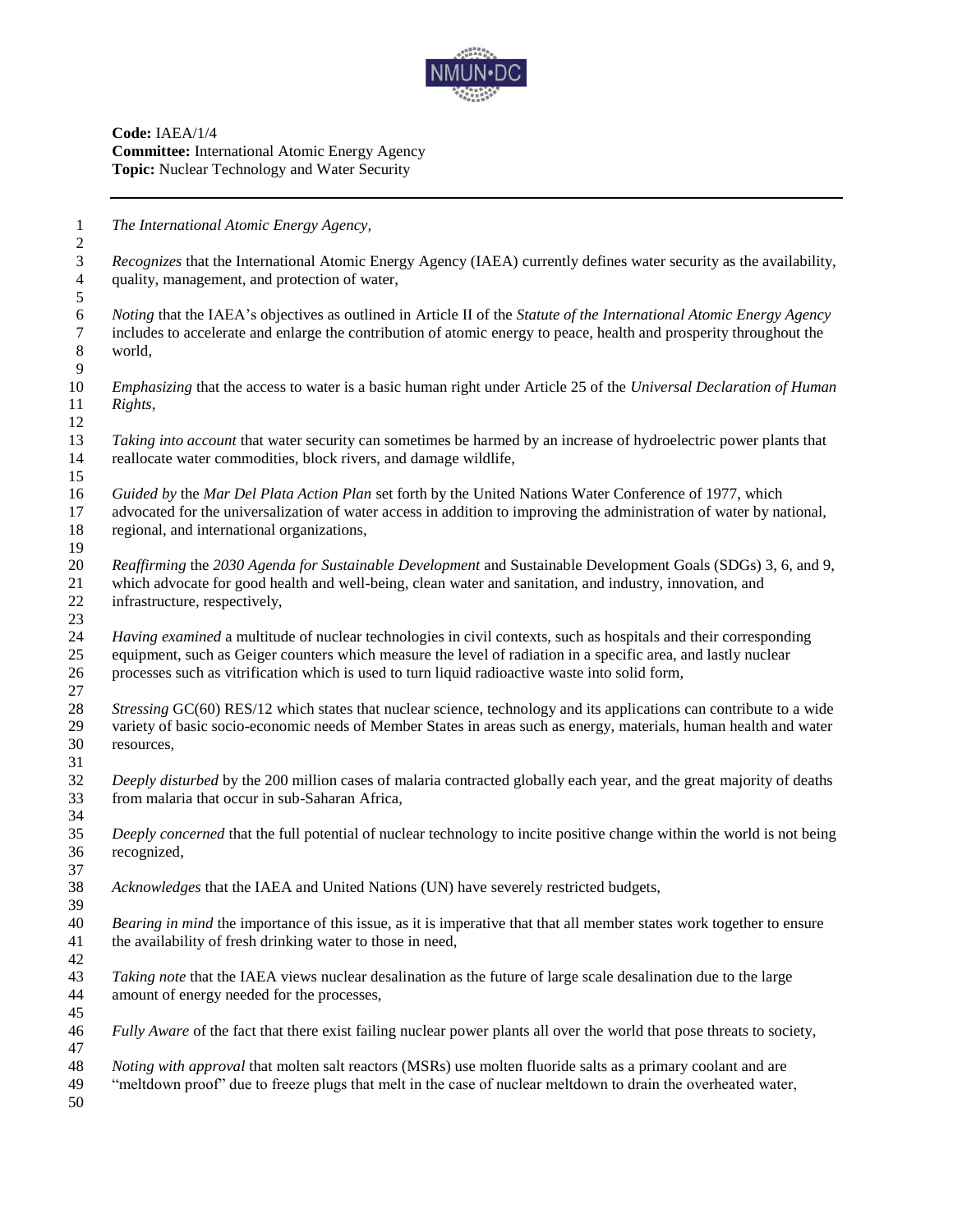**Code:** IAEA/1/4
**Committee:** International Atomic Energy Agency
**Topic:** Nuclear Technology and Water Security

---

*The International Atomic Energy Agency,*

*Recognizes* that the International Atomic Energy Agency (IAEA) currently defines water security as the availability, quality, management, and protection of water,

*Noting* that the IAEA's objectives as outlined in Article II of the *Statute of the International Atomic Energy Agency* includes to accelerate and enlarge the contribution of atomic energy to peace, health and prosperity throughout the world,

*Emphasizing* that the access to water is a basic human right under Article 25 of the *Universal Declaration of Human Rights*,

*Taking into account* that water security can sometimes be harmed by an increase of hydroelectric power plants that reallocate water commodities, block rivers, and damage wildlife,

*Guided by* the *Mar Del Plata Action Plan* set forth by the United Nations Water Conference of 1977, which advocated for the universalization of water access in addition to improving the administration of water by national, regional, and international organizations,

*Reaffirming* the *2030 Agenda for Sustainable Development* and Sustainable Development Goals (SDGs) 3, 6, and 9, which advocate for good health and well-being, clean water and sanitation, and industry, innovation, and infrastructure, respectively,

*Having examined* a multitude of nuclear technologies in civil contexts, such as hospitals and their corresponding equipment, such as Geiger counters which measure the level of radiation in a specific area, and lastly nuclear processes such as vitrification which is used to turn liquid radioactive waste into solid form,

*Stressing* GC(60) RES/12 which states that nuclear science, technology and its applications can contribute to a wide variety of basic socio-economic needs of Member States in areas such as energy, materials, human health and water resources,

*Deeply disturbed* by the 200 million cases of malaria contracted globally each year, and the great majority of deaths from malaria that occur in sub-Saharan Africa,

*Deeply concerned* that the full potential of nuclear technology to incite positive change within the world is not being recognized,

*Acknowledges* that the IAEA and United Nations (UN) have severely restricted budgets,

*Bearing in mind* the importance of this issue, as it is imperative that that all member states work together to ensure the availability of fresh drinking water to those in need,

*Taking note* that the IAEA views nuclear desalination as the future of large scale desalination due to the large amount of energy needed for the processes,

*Fully Aware* of the fact that there exist failing nuclear power plants all over the world that pose threats to society,

*Noting with approval* that molten salt reactors (MSRs) use molten fluoride salts as a primary coolant and are "meltdown proof" due to freeze plugs that melt in the case of nuclear meltdown to drain the overheated water,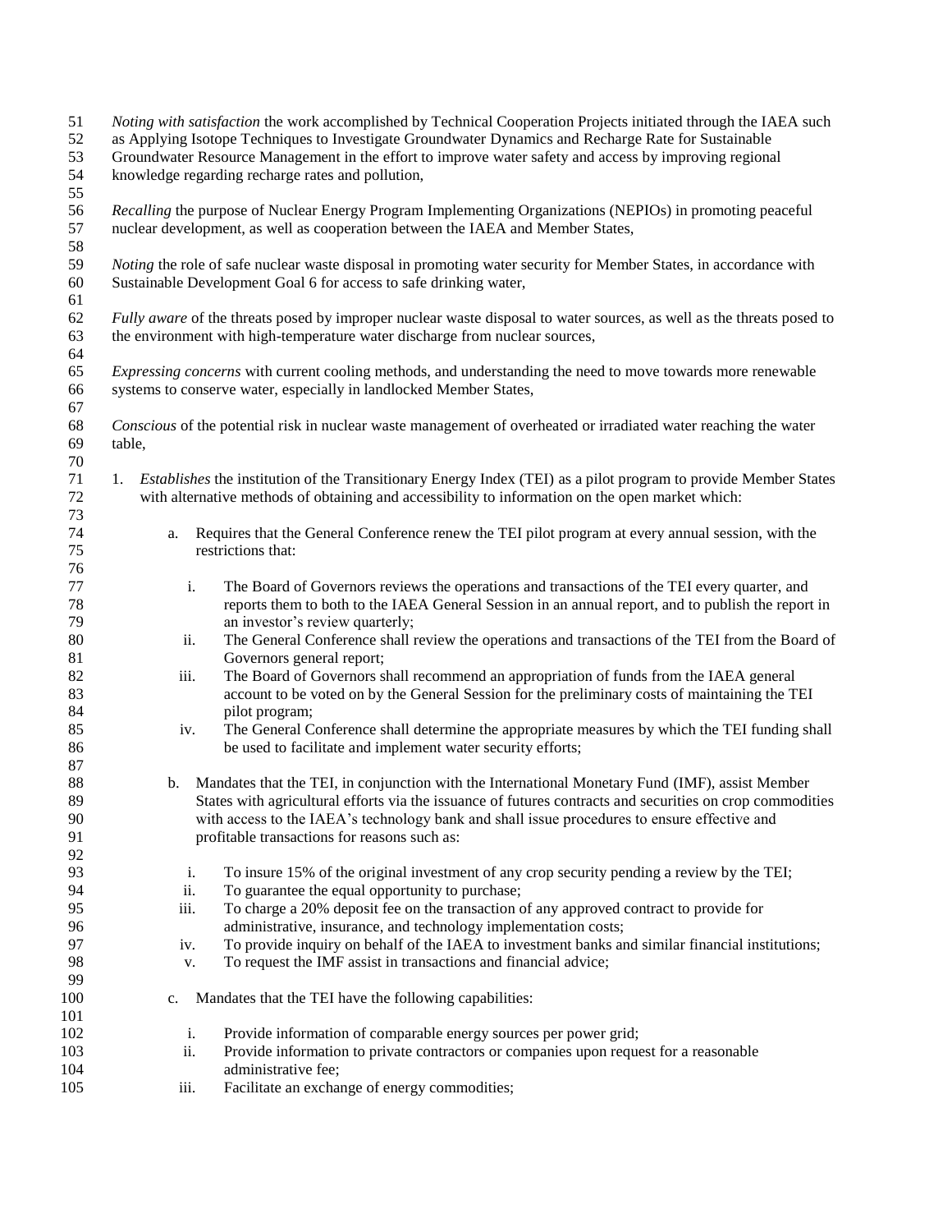*Noting with satisfaction* the work accomplished by Technical Cooperation Projects initiated through the IAEA such as Applying Isotope Techniques to Investigate Groundwater Dynamics and Recharge Rate for Sustainable Groundwater Resource Management in the effort to improve water safety and access by improving regional knowledge regarding recharge rates and pollution,

*Recalling* the purpose of Nuclear Energy Program Implementing Organizations (NEPIOs) in promoting peaceful nuclear development, as well as cooperation between the IAEA and Member States,

*Noting* the role of safe nuclear waste disposal in promoting water security for Member States, in accordance with Sustainable Development Goal 6 for access to safe drinking water,

*Fully aware* of the threats posed by improper nuclear waste disposal to water sources, as well as the threats posed to the environment with high-temperature water discharge from nuclear sources,

*Expressing concerns* with current cooling methods, and understanding the need to move towards more renewable systems to conserve water, especially in landlocked Member States,

*Conscious* of the potential risk in nuclear waste management of overheated or irradiated water reaching the water table,

1. *Establishes* the institution of the Transitionary Energy Index (TEI) as a pilot program to provide Member States with alternative methods of obtaining and accessibility to information on the open market which:

   a. Requires that the General Conference renew the TEI pilot program at every annual session, with the restrictions that:

      i. The Board of Governors reviews the operations and transactions of the TEI every quarter, and reports them to both to the IAEA General Session in an annual report, and to publish the report in an investor's review quarterly;
      ii. The General Conference shall review the operations and transactions of the TEI from the Board of Governors general report;
      iii. The Board of Governors shall recommend an appropriation of funds from the IAEA general account to be voted on by the General Session for the preliminary costs of maintaining the TEI pilot program;
      iv. The General Conference shall determine the appropriate measures by which the TEI funding shall be used to facilitate and implement water security efforts;

   b. Mandates that the TEI, in conjunction with the International Monetary Fund (IMF), assist Member States with agricultural efforts via the issuance of futures contracts and securities on crop commodities with access to the IAEA's technology bank and shall issue procedures to ensure effective and profitable transactions for reasons such as:

      i. To insure 15% of the original investment of any crop security pending a review by the TEI;
      ii. To guarantee the equal opportunity to purchase;
      iii. To charge a 20% deposit fee on the transaction of any approved contract to provide for administrative, insurance, and technology implementation costs;
      iv. To provide inquiry on behalf of the IAEA to investment banks and similar financial institutions;
      v. To request the IMF assist in transactions and financial advice;

   c. Mandates that the TEI have the following capabilities:

      i. Provide information of comparable energy sources per power grid;
      ii. Provide information to private contractors or companies upon request for a reasonable administrative fee;
      iii. Facilitate an exchange of energy commodities;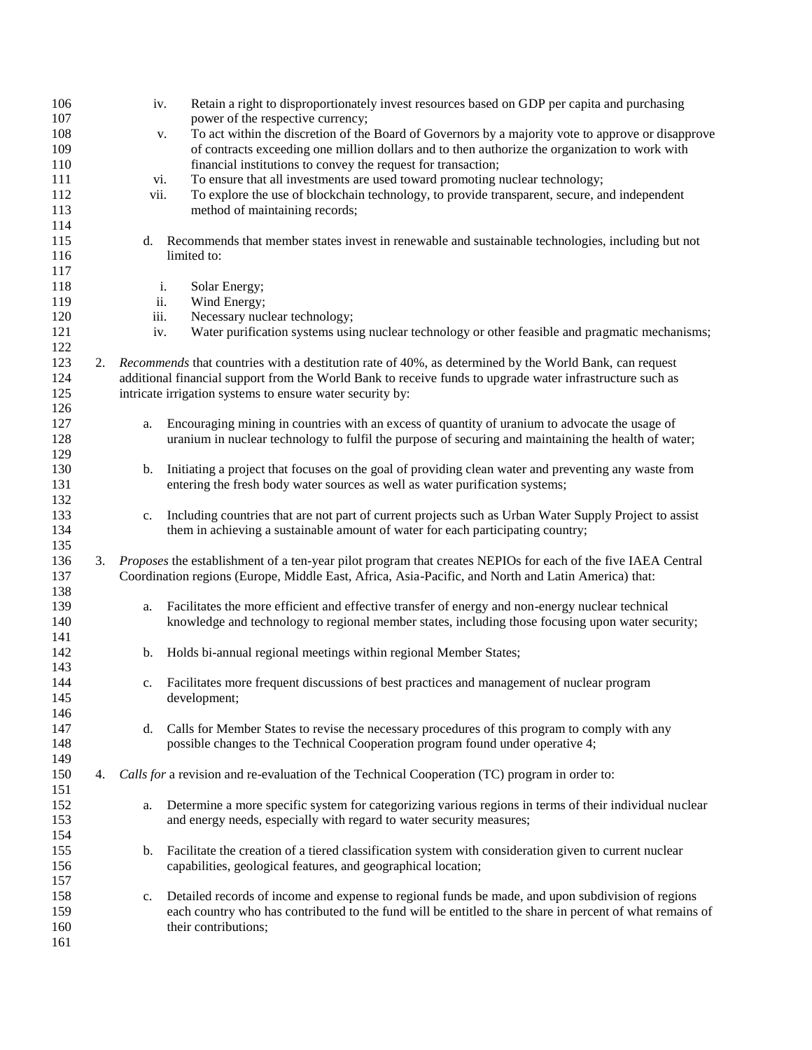iv. Retain a right to disproportionately invest resources based on GDP per capita and purchasing power of the respective currency;
v. To act within the discretion of the Board of Governors by a majority vote to approve or disapprove of contracts exceeding one million dollars and to then authorize the organization to work with financial institutions to convey the request for transaction;
vi. To ensure that all investments are used toward promoting nuclear technology;
vii. To explore the use of blockchain technology, to provide transparent, secure, and independent method of maintaining records;

d. Recommends that member states invest in renewable and sustainable technologies, including but not limited to:

i. Solar Energy;
ii. Wind Energy;
iii. Necessary nuclear technology;
iv. Water purification systems using nuclear technology or other feasible and pragmatic mechanisms;

2. *Recommends* that countries with a destitution rate of 40%, as determined by the World Bank, can request additional financial support from the World Bank to receive funds to upgrade water infrastructure such as intricate irrigation systems to ensure water security by:

   a. Encouraging mining in countries with an excess of quantity of uranium to advocate the usage of uranium in nuclear technology to fulfil the purpose of securing and maintaining the health of water;

   b. Initiating a project that focuses on the goal of providing clean water and preventing any waste from entering the fresh body water sources as well as water purification systems;

   c. Including countries that are not part of current projects such as Urban Water Supply Project to assist them in achieving a sustainable amount of water for each participating country;

3. *Proposes* the establishment of a ten-year pilot program that creates NEPIOs for each of the five IAEA Central Coordination regions (Europe, Middle East, Africa, Asia-Pacific, and North and Latin America) that:

   a. Facilitates the more efficient and effective transfer of energy and non-energy nuclear technical knowledge and technology to regional member states, including those focusing upon water security;

   b. Holds bi-annual regional meetings within regional Member States;

   c. Facilitates more frequent discussions of best practices and management of nuclear program development;

   d. Calls for Member States to revise the necessary procedures of this program to comply with any possible changes to the Technical Cooperation program found under operative 4;

4. *Calls for* a revision and re-evaluation of the Technical Cooperation (TC) program in order to:

   a. Determine a more specific system for categorizing various regions in terms of their individual nuclear and energy needs, especially with regard to water security measures;

   b. Facilitate the creation of a tiered classification system with consideration given to current nuclear capabilities, geological features, and geographical location;

   c. Detailed records of income and expense to regional funds be made, and upon subdivision of regions each country who has contributed to the fund will be entitled to the share in percent of what remains of their contributions;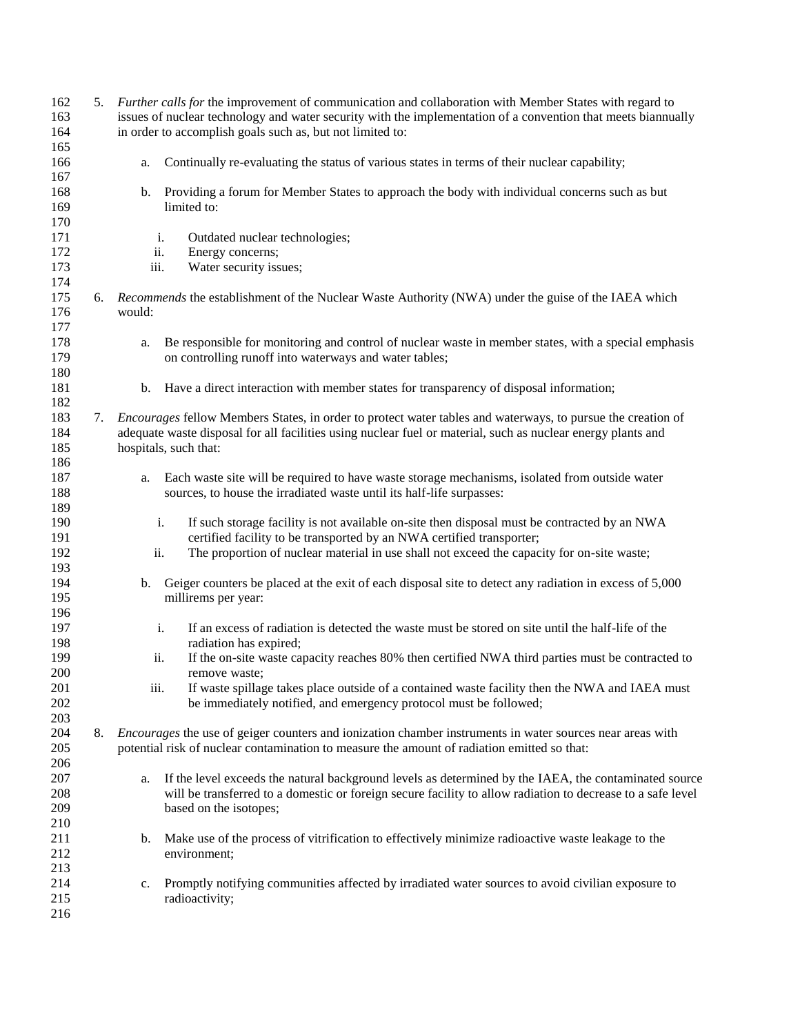5. *Further calls for* the improvement of communication and collaboration with Member States with regard to issues of nuclear technology and water security with the implementation of a convention that meets biannually in order to accomplish goals such as, but not limited to:

    a. Continually re-evaluating the status of various states in terms of their nuclear capability;

    b. Providing a forum for Member States to approach the body with individual concerns such as but limited to:

        i. Outdated nuclear technologies;
        ii. Energy concerns;
        iii. Water security issues;

6. *Recommends* the establishment of the Nuclear Waste Authority (NWA) under the guise of the IAEA which would:

    a. Be responsible for monitoring and control of nuclear waste in member states, with a special emphasis on controlling runoff into waterways and water tables;

    b. Have a direct interaction with member states for transparency of disposal information;

7. *Encourages* fellow Members States, in order to protect water tables and waterways, to pursue the creation of adequate waste disposal for all facilities using nuclear fuel or material, such as nuclear energy plants and hospitals, such that:

    a. Each waste site will be required to have waste storage mechanisms, isolated from outside water sources, to house the irradiated waste until its half-life surpasses:

        i. If such storage facility is not available on-site then disposal must be contracted by an NWA certified facility to be transported by an NWA certified transporter;
        ii. The proportion of nuclear material in use shall not exceed the capacity for on-site waste;

    b. Geiger counters be placed at the exit of each disposal site to detect any radiation in excess of 5,000 millirems per year:

        i. If an excess of radiation is detected the waste must be stored on site until the half-life of the radiation has expired;
        ii. If the on-site waste capacity reaches 80% then certified NWA third parties must be contracted to remove waste;
        iii. If waste spillage takes place outside of a contained waste facility then the NWA and IAEA must be immediately notified, and emergency protocol must be followed;

8. *Encourages* the use of geiger counters and ionization chamber instruments in water sources near areas with potential risk of nuclear contamination to measure the amount of radiation emitted so that:

    a. If the level exceeds the natural background levels as determined by the IAEA, the contaminated source will be transferred to a domestic or foreign secure facility to allow radiation to decrease to a safe level based on the isotopes;

    b. Make use of the process of vitrification to effectively minimize radioactive waste leakage to the environment;

    c. Promptly notifying communities affected by irradiated water sources to avoid civilian exposure to radioactivity;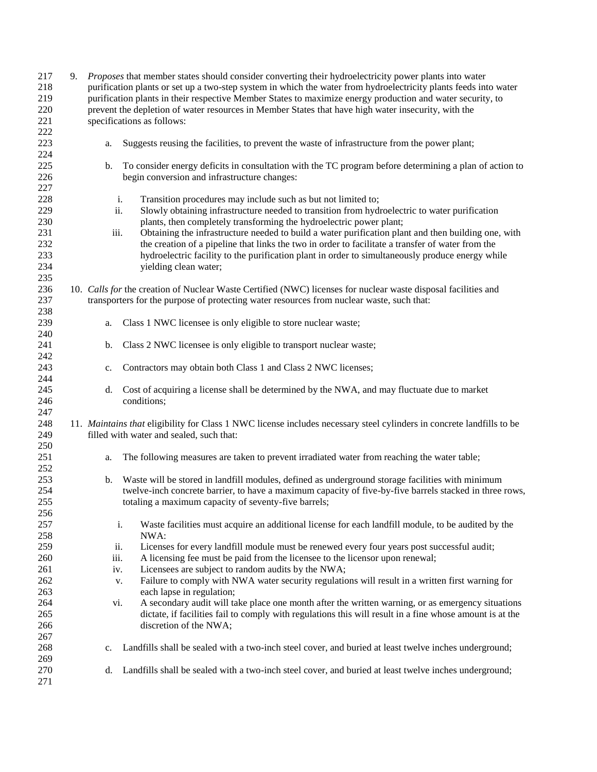9. *Proposes* that member states should consider converting their hydroelectricity power plants into water purification plants or set up a two-step system in which the water from hydroelectricity plants feeds into water purification plants in their respective Member States to maximize energy production and water security, to prevent the depletion of water resources in Member States that have high water insecurity, with the specifications as follows:

    a. Suggests reusing the facilities, to prevent the waste of infrastructure from the power plant;

    b. To consider energy deficits in consultation with the TC program before determining a plan of action to begin conversion and infrastructure changes:

        i. Transition procedures may include such as but not limited to;
        ii. Slowly obtaining infrastructure needed to transition from hydroelectric to water purification plants, then completely transforming the hydroelectric power plant;
        iii. Obtaining the infrastructure needed to build a water purification plant and then building one, with the creation of a pipeline that links the two in order to facilitate a transfer of water from the hydroelectric facility to the purification plant in order to simultaneously produce energy while yielding clean water;

10. *Calls for* the creation of Nuclear Waste Certified (NWC) licenses for nuclear waste disposal facilities and transporters for the purpose of protecting water resources from nuclear waste, such that:

    a. Class 1 NWC licensee is only eligible to store nuclear waste;

    b. Class 2 NWC licensee is only eligible to transport nuclear waste;

    c. Contractors may obtain both Class 1 and Class 2 NWC licenses;

    d. Cost of acquiring a license shall be determined by the NWA, and may fluctuate due to market conditions;

11. *Maintains that* eligibility for Class 1 NWC license includes necessary steel cylinders in concrete landfills to be filled with water and sealed, such that:

    a. The following measures are taken to prevent irradiated water from reaching the water table;

    b. Waste will be stored in landfill modules, defined as underground storage facilities with minimum twelve-inch concrete barrier, to have a maximum capacity of five-by-five barrels stacked in three rows, totaling a maximum capacity of seventy-five barrels;

        i. Waste facilities must acquire an additional license for each landfill module, to be audited by the NWA:
        ii. Licenses for every landfill module must be renewed every four years post successful audit;
        iii. A licensing fee must be paid from the licensee to the licensor upon renewal;
        iv. Licensees are subject to random audits by the NWA;
        v. Failure to comply with NWA water security regulations will result in a written first warning for each lapse in regulation;
        vi. A secondary audit will take place one month after the written warning, or as emergency situations dictate, if facilities fail to comply with regulations this will result in a fine whose amount is at the discretion of the NWA;

    c. Landfills shall be sealed with a two-inch steel cover, and buried at least twelve inches underground;

    d. Landfills shall be sealed with a two-inch steel cover, and buried at least twelve inches underground;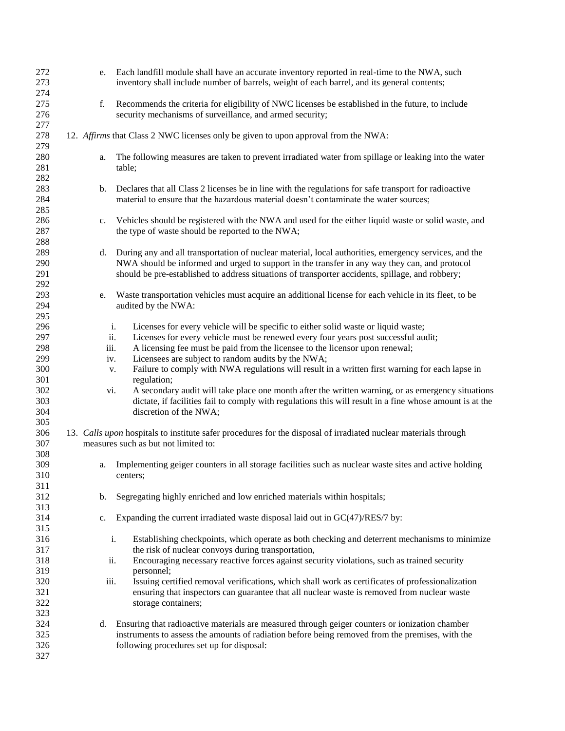e. Each landfill module shall have an accurate inventory reported in real-time to the NWA, such inventory shall include number of barrels, weight of each barrel, and its general contents;

f. Recommends the criteria for eligibility of NWC licenses be established in the future, to include security mechanisms of surveillance, and armed security;

12. *Affirms* that Class 2 NWC licenses only be given to upon approval from the NWA:

   a. The following measures are taken to prevent irradiated water from spillage or leaking into the water table;

   b. Declares that all Class 2 licenses be in line with the regulations for safe transport for radioactive material to ensure that the hazardous material doesn't contaminate the water sources;

   c. Vehicles should be registered with the NWA and used for the either liquid waste or solid waste, and the type of waste should be reported to the NWA;

   d. During any and all transportation of nuclear material, local authorities, emergency services, and the NWA should be informed and urged to support in the transfer in any way they can, and protocol should be pre-established to address situations of transporter accidents, spillage, and robbery;

   e. Waste transportation vehicles must acquire an additional license for each vehicle in its fleet, to be audited by the NWA:

      i. Licenses for every vehicle will be specific to either solid waste or liquid waste;
      ii. Licenses for every vehicle must be renewed every four years post successful audit;
      iii. A licensing fee must be paid from the licensee to the licensor upon renewal;
      iv. Licensees are subject to random audits by the NWA;
      v. Failure to comply with NWA regulations will result in a written first warning for each lapse in regulation;
      vi. A secondary audit will take place one month after the written warning, or as emergency situations dictate, if facilities fail to comply with regulations this will result in a fine whose amount is at the discretion of the NWA;

13. *Calls upon* hospitals to institute safer procedures for the disposal of irradiated nuclear materials through measures such as but not limited to:

   a. Implementing geiger counters in all storage facilities such as nuclear waste sites and active holding centers;

   b. Segregating highly enriched and low enriched materials within hospitals;

   c. Expanding the current irradiated waste disposal laid out in GC(47)/RES/7 by:

      i. Establishing checkpoints, which operate as both checking and deterrent mechanisms to minimize the risk of nuclear convoys during transportation,
      ii. Encouraging necessary reactive forces against security violations, such as trained security personnel;
      iii. Issuing certified removal verifications, which shall work as certificates of professionalization ensuring that inspectors can guarantee that all nuclear waste is removed from nuclear waste storage containers;

   d. Ensuring that radioactive materials are measured through geiger counters or ionization chamber instruments to assess the amounts of radiation before being removed from the premises, with the following procedures set up for disposal: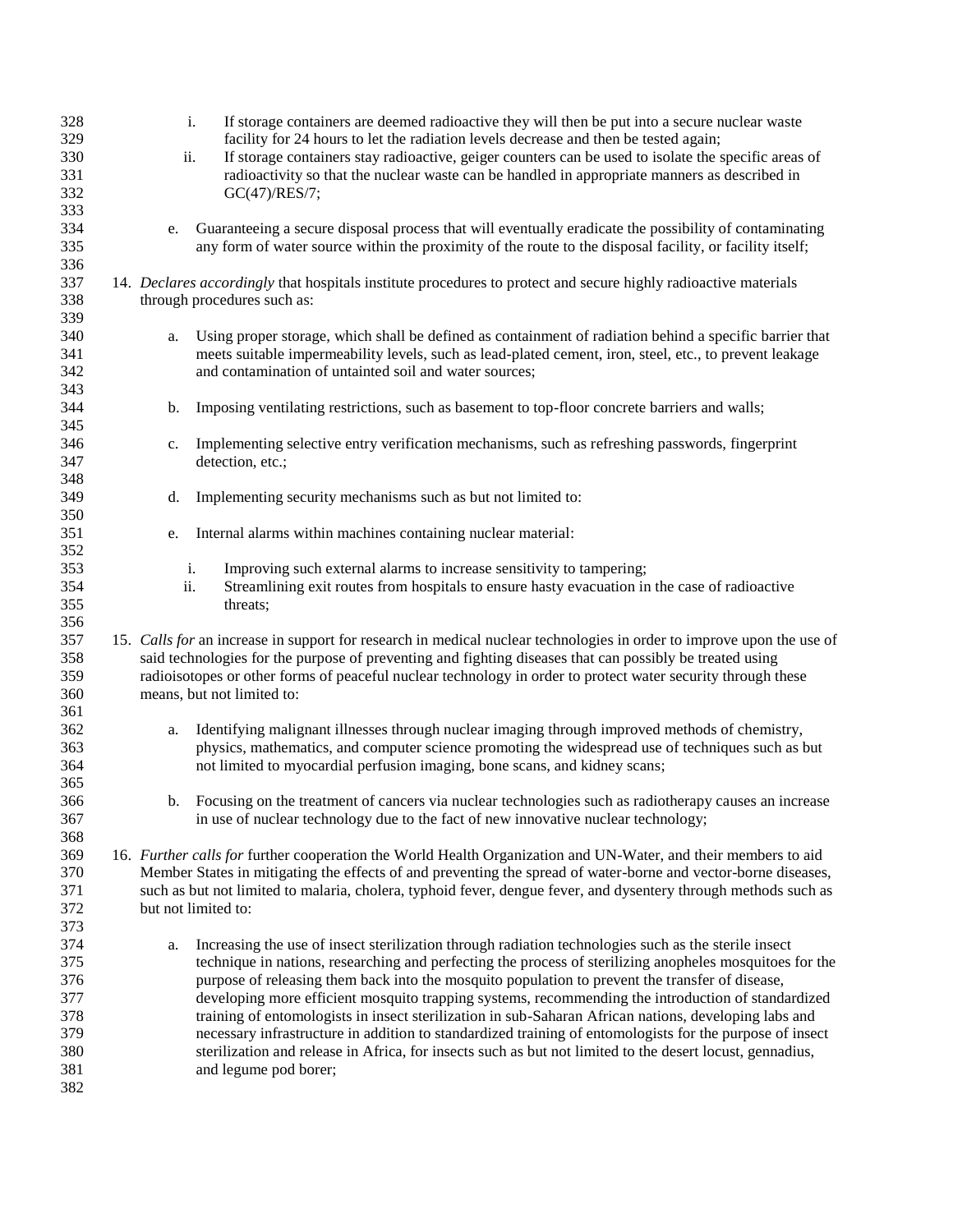i. If storage containers are deemed radioactive they will then be put into a secure nuclear waste facility for 24 hours to let the radiation levels decrease and then be tested again;
ii. If storage containers stay radioactive, geiger counters can be used to isolate the specific areas of radioactivity so that the nuclear waste can be handled in appropriate manners as described in GC(47)/RES/7;

e. Guaranteeing a secure disposal process that will eventually eradicate the possibility of contaminating any form of water source within the proximity of the route to the disposal facility, or facility itself;

14. *Declares accordingly* that hospitals institute procedures to protect and secure highly radioactive materials through procedures such as:

a. Using proper storage, which shall be defined as containment of radiation behind a specific barrier that meets suitable impermeability levels, such as lead-plated cement, iron, steel, etc., to prevent leakage and contamination of untainted soil and water sources;

b. Imposing ventilating restrictions, such as basement to top-floor concrete barriers and walls;

c. Implementing selective entry verification mechanisms, such as refreshing passwords, fingerprint detection, etc.;

d. Implementing security mechanisms such as but not limited to:

e. Internal alarms within machines containing nuclear material:

i. Improving such external alarms to increase sensitivity to tampering;
ii. Streamlining exit routes from hospitals to ensure hasty evacuation in the case of radioactive threats;

15. *Calls for* an increase in support for research in medical nuclear technologies in order to improve upon the use of said technologies for the purpose of preventing and fighting diseases that can possibly be treated using radioisotopes or other forms of peaceful nuclear technology in order to protect water security through these means, but not limited to:

a. Identifying malignant illnesses through nuclear imaging through improved methods of chemistry, physics, mathematics, and computer science promoting the widespread use of techniques such as but not limited to myocardial perfusion imaging, bone scans, and kidney scans;

b. Focusing on the treatment of cancers via nuclear technologies such as radiotherapy causes an increase in use of nuclear technology due to the fact of new innovative nuclear technology;

16. *Further calls for* further cooperation the World Health Organization and UN-Water, and their members to aid Member States in mitigating the effects of and preventing the spread of water-borne and vector-borne diseases, such as but not limited to malaria, cholera, typhoid fever, dengue fever, and dysentery through methods such as but not limited to:

a. Increasing the use of insect sterilization through radiation technologies such as the sterile insect technique in nations, researching and perfecting the process of sterilizing anopheles mosquitoes for the purpose of releasing them back into the mosquito population to prevent the transfer of disease, developing more efficient mosquito trapping systems, recommending the introduction of standardized training of entomologists in insect sterilization in sub-Saharan African nations, developing labs and necessary infrastructure in addition to standardized training of entomologists for the purpose of insect sterilization and release in Africa, for insects such as but not limited to the desert locust, gennadius, and legume pod borer;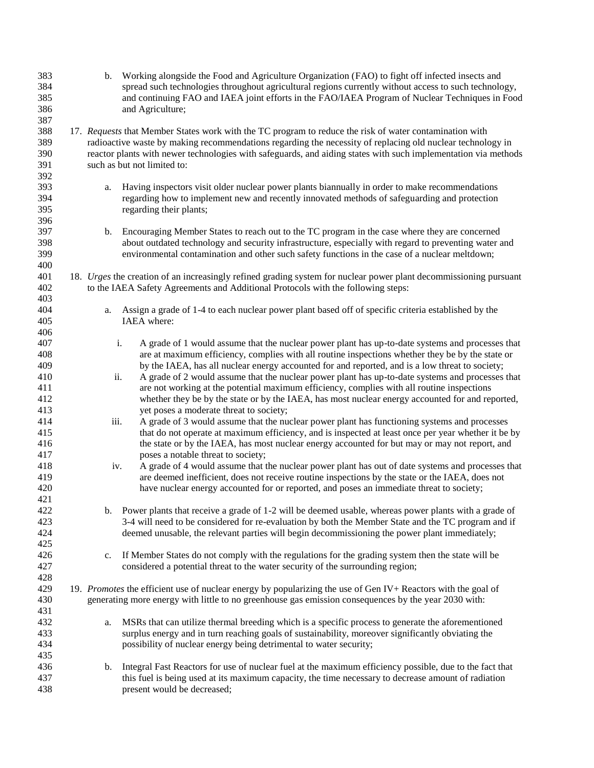b. Working alongside the Food and Agriculture Organization (FAO) to fight off infected insects and spread such technologies throughout agricultural regions currently without access to such technology, and continuing FAO and IAEA joint efforts in the FAO/IAEA Program of Nuclear Techniques in Food and Agriculture;

17. *Requests* that Member States work with the TC program to reduce the risk of water contamination with radioactive waste by making recommendations regarding the necessity of replacing old nuclear technology in reactor plants with newer technologies with safeguards, and aiding states with such implementation via methods such as but not limited to:

    a. Having inspectors visit older nuclear power plants biannually in order to make recommendations regarding how to implement new and recently innovated methods of safeguarding and protection regarding their plants;

    b. Encouraging Member States to reach out to the TC program in the case where they are concerned about outdated technology and security infrastructure, especially with regard to preventing water and environmental contamination and other such safety functions in the case of a nuclear meltdown;

18. *Urges* the creation of an increasingly refined grading system for nuclear power plant decommissioning pursuant to the IAEA Safety Agreements and Additional Protocols with the following steps:

    a. Assign a grade of 1-4 to each nuclear power plant based off of specific criteria established by the IAEA where:

        i. A grade of 1 would assume that the nuclear power plant has up-to-date systems and processes that are at maximum efficiency, complies with all routine inspections whether they be by the state or by the IAEA, has all nuclear energy accounted for and reported, and is a low threat to society;
        ii. A grade of 2 would assume that the nuclear power plant has up-to-date systems and processes that are not working at the potential maximum efficiency, complies with all routine inspections whether they be by the state or by the IAEA, has most nuclear energy accounted for and reported, yet poses a moderate threat to society;
        iii. A grade of 3 would assume that the nuclear power plant has functioning systems and processes that do not operate at maximum efficiency, and is inspected at least once per year whether it be by the state or by the IAEA, has most nuclear energy accounted for but may or may not report, and poses a notable threat to society;
        iv. A grade of 4 would assume that the nuclear power plant has out of date systems and processes that are deemed inefficient, does not receive routine inspections by the state or the IAEA, does not have nuclear energy accounted for or reported, and poses an immediate threat to society;

    b. Power plants that receive a grade of 1-2 will be deemed usable, whereas power plants with a grade of 3-4 will need to be considered for re-evaluation by both the Member State and the TC program and if deemed unusable, the relevant parties will begin decommissioning the power plant immediately;

    c. If Member States do not comply with the regulations for the grading system then the state will be considered a potential threat to the water security of the surrounding region;

19. *Promotes* the efficient use of nuclear energy by popularizing the use of Gen IV+ Reactors with the goal of generating more energy with little to no greenhouse gas emission consequences by the year 2030 with:

    a. MSRs that can utilize thermal breeding which is a specific process to generate the aforementioned surplus energy and in turn reaching goals of sustainability, moreover significantly obviating the possibility of nuclear energy being detrimental to water security;

    b. Integral Fast Reactors for use of nuclear fuel at the maximum efficiency possible, due to the fact that this fuel is being used at its maximum capacity, the time necessary to decrease amount of radiation present would be decreased;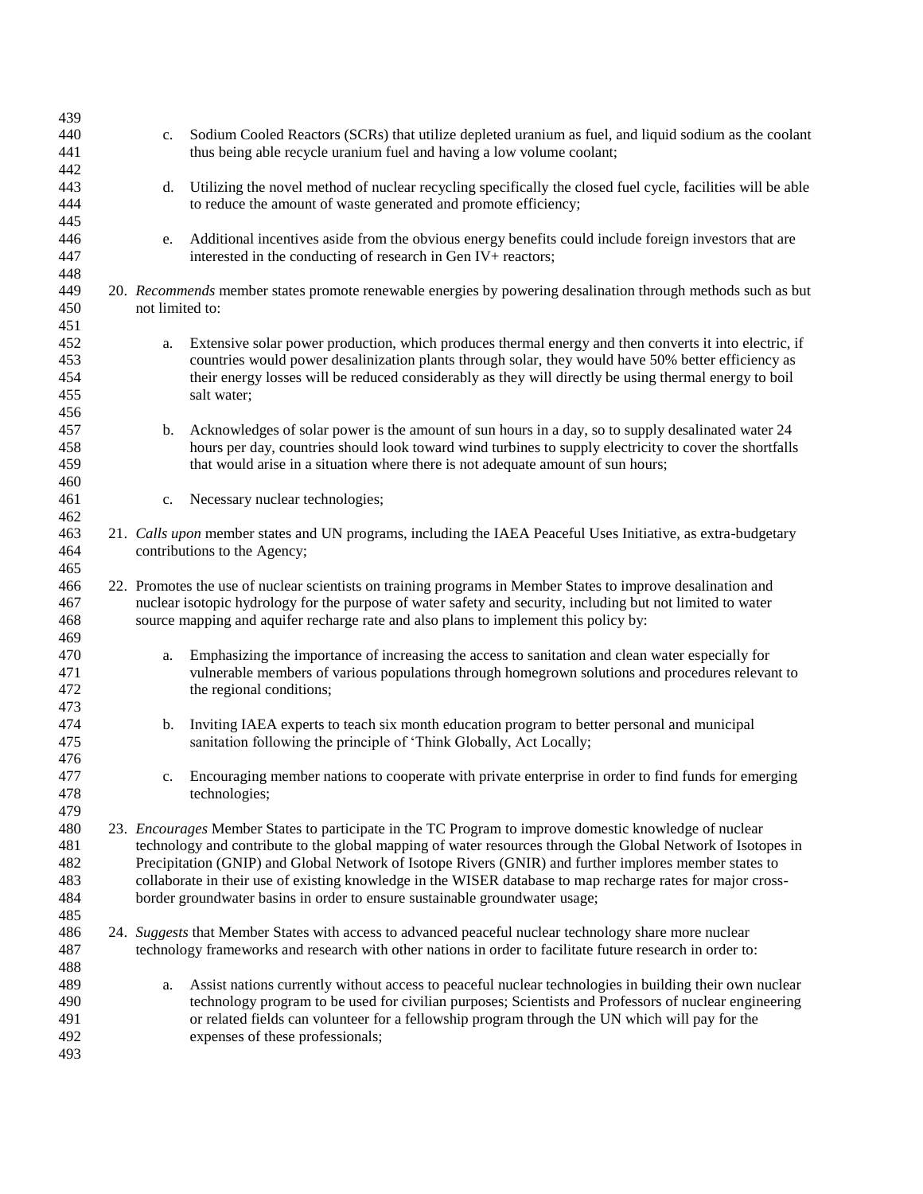c. Sodium Cooled Reactors (SCRs) that utilize depleted uranium as fuel, and liquid sodium as the coolant thus being able recycle uranium fuel and having a low volume coolant;

d. Utilizing the novel method of nuclear recycling specifically the closed fuel cycle, facilities will be able to reduce the amount of waste generated and promote efficiency;

e. Additional incentives aside from the obvious energy benefits could include foreign investors that are interested in the conducting of research in Gen IV+ reactors;

20. *Recommends* member states promote renewable energies by powering desalination through methods such as but not limited to:

    a. Extensive solar power production, which produces thermal energy and then converts it into electric, if countries would power desalinization plants through solar, they would have 50% better efficiency as their energy losses will be reduced considerably as they will directly be using thermal energy to boil salt water;

    b. Acknowledges of solar power is the amount of sun hours in a day, so to supply desalinated water 24 hours per day, countries should look toward wind turbines to supply electricity to cover the shortfalls that would arise in a situation where there is not adequate amount of sun hours;

    c. Necessary nuclear technologies;

21. *Calls upon* member states and UN programs, including the IAEA Peaceful Uses Initiative, as extra-budgetary contributions to the Agency;

22. Promotes the use of nuclear scientists on training programs in Member States to improve desalination and nuclear isotopic hydrology for the purpose of water safety and security, including but not limited to water source mapping and aquifer recharge rate and also plans to implement this policy by:

    a. Emphasizing the importance of increasing the access to sanitation and clean water especially for vulnerable members of various populations through homegrown solutions and procedures relevant to the regional conditions;

    b. Inviting IAEA experts to teach six month education program to better personal and municipal sanitation following the principle of 'Think Globally, Act Locally;

    c. Encouraging member nations to cooperate with private enterprise in order to find funds for emerging technologies;

23. *Encourages* Member States to participate in the TC Program to improve domestic knowledge of nuclear technology and contribute to the global mapping of water resources through the Global Network of Isotopes in Precipitation (GNIP) and Global Network of Isotope Rivers (GNIR) and further implores member states to collaborate in their use of existing knowledge in the WISER database to map recharge rates for major cross-border groundwater basins in order to ensure sustainable groundwater usage;

24. *Suggests* that Member States with access to advanced peaceful nuclear technology share more nuclear technology frameworks and research with other nations in order to facilitate future research in order to:

    a. Assist nations currently without access to peaceful nuclear technologies in building their own nuclear technology program to be used for civilian purposes; Scientists and Professors of nuclear engineering or related fields can volunteer for a fellowship program through the UN which will pay for the expenses of these professionals;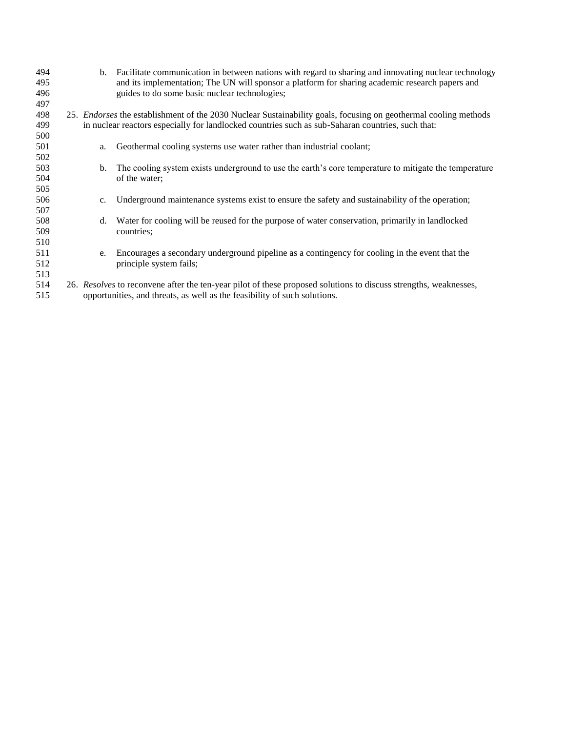b. Facilitate communication in between nations with regard to sharing and innovating nuclear technology and its implementation; The UN will sponsor a platform for sharing academic research papers and guides to do some basic nuclear technologies;

25. *Endorses* the establishment of the 2030 Nuclear Sustainability goals, focusing on geothermal cooling methods in nuclear reactors especially for landlocked countries such as sub-Saharan countries, such that:

    a. Geothermal cooling systems use water rather than industrial coolant;

    b. The cooling system exists underground to use the earth's core temperature to mitigate the temperature of the water;

    c. Underground maintenance systems exist to ensure the safety and sustainability of the operation;

    d. Water for cooling will be reused for the purpose of water conservation, primarily in landlocked countries;

    e. Encourages a secondary underground pipeline as a contingency for cooling in the event that the principle system fails;

26. *Resolves* to reconvene after the ten-year pilot of these proposed solutions to discuss strengths, weaknesses, opportunities, and threats, as well as the feasibility of such solutions.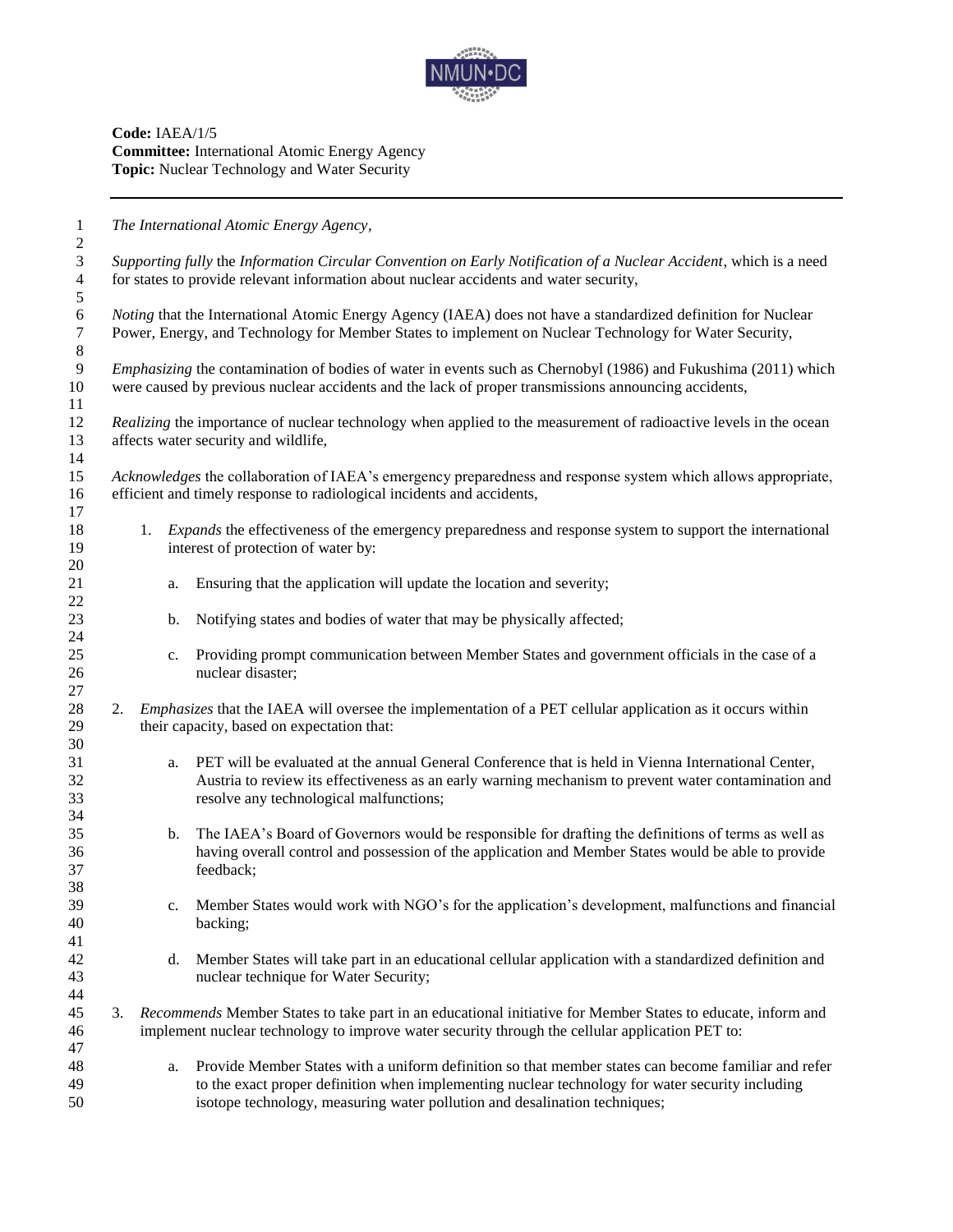**Code:** IAEA/1/5
**Committee:** International Atomic Energy Agency
**Topic:** Nuclear Technology and Water Security

---

*The International Atomic Energy Agency*,

*Supporting fully* the *Information Circular Convention on Early Notification of a Nuclear Accident*, which is a need for states to provide relevant information about nuclear accidents and water security,

*Noting* that the International Atomic Energy Agency (IAEA) does not have a standardized definition for Nuclear Power, Energy, and Technology for Member States to implement on Nuclear Technology for Water Security,

*Emphasizing* the contamination of bodies of water in events such as Chernobyl (1986) and Fukushima (2011) which were caused by previous nuclear accidents and the lack of proper transmissions announcing accidents,

*Realizing* the importance of nuclear technology when applied to the measurement of radioactive levels in the ocean affects water security and wildlife,

*Acknowledges* the collaboration of IAEA's emergency preparedness and response system which allows appropriate, efficient and timely response to radiological incidents and accidents,

1. *Expands* the effectiveness of the emergency preparedness and response system to support the international interest of protection of water by:

    a. Ensuring that the application will update the location and severity;

    b. Notifying states and bodies of water that may be physically affected;

    c. Providing prompt communication between Member States and government officials in the case of a nuclear disaster;

2. *Emphasizes* that the IAEA will oversee the implementation of a PET cellular application as it occurs within their capacity, based on expectation that:

    a. PET will be evaluated at the annual General Conference that is held in Vienna International Center, Austria to review its effectiveness as an early warning mechanism to prevent water contamination and resolve any technological malfunctions;

    b. The IAEA's Board of Governors would be responsible for drafting the definitions of terms as well as having overall control and possession of the application and Member States would be able to provide feedback;

    c. Member States would work with NGO's for the application's development, malfunctions and financial backing;

    d. Member States will take part in an educational cellular application with a standardized definition and nuclear technique for Water Security;

3. *Recommends* Member States to take part in an educational initiative for Member States to educate, inform and implement nuclear technology to improve water security through the cellular application PET to:

    a. Provide Member States with a uniform definition so that member states can become familiar and refer to the exact proper definition when implementing nuclear technology for water security including isotope technology, measuring water pollution and desalination techniques;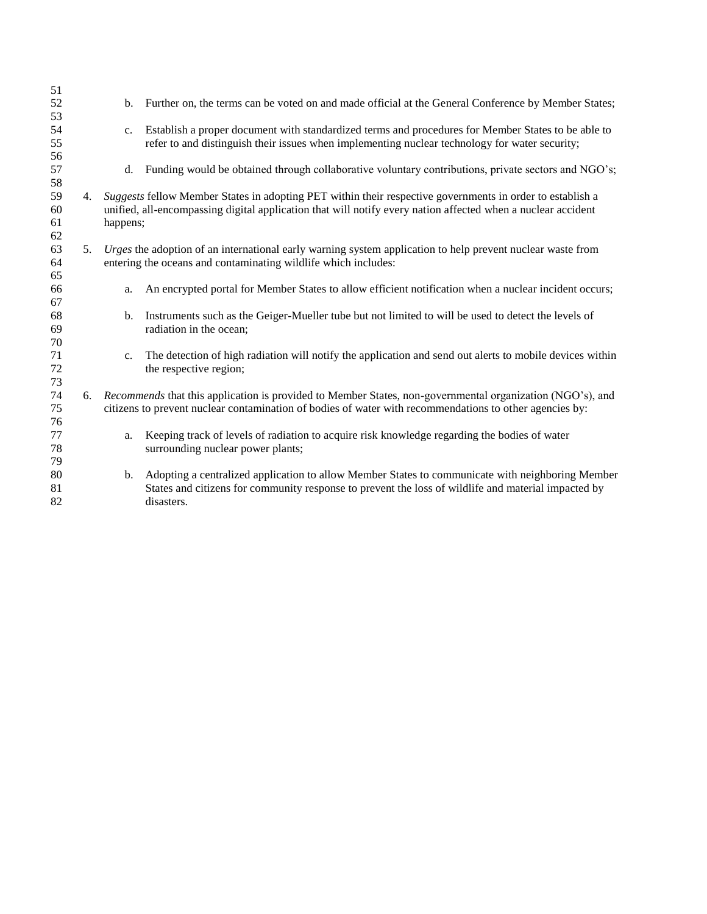b. Further on, the terms can be voted on and made official at the General Conference by Member States;

c. Establish a proper document with standardized terms and procedures for Member States to be able to refer to and distinguish their issues when implementing nuclear technology for water security;

d. Funding would be obtained through collaborative voluntary contributions, private sectors and NGO's;

4. *Suggests* fellow Member States in adopting PET within their respective governments in order to establish a unified, all-encompassing digital application that will notify every nation affected when a nuclear accident happens;

5. *Urges* the adoption of an international early warning system application to help prevent nuclear waste from entering the oceans and contaminating wildlife which includes:

   a. An encrypted portal for Member States to allow efficient notification when a nuclear incident occurs;

   b. Instruments such as the Geiger-Mueller tube but not limited to will be used to detect the levels of radiation in the ocean;

   c. The detection of high radiation will notify the application and send out alerts to mobile devices within the respective region;

6. *Recommends* that this application is provided to Member States, non-governmental organization (NGO's), and citizens to prevent nuclear contamination of bodies of water with recommendations to other agencies by:

   a. Keeping track of levels of radiation to acquire risk knowledge regarding the bodies of water surrounding nuclear power plants;

   b. Adopting a centralized application to allow Member States to communicate with neighboring Member States and citizens for community response to prevent the loss of wildlife and material impacted by disasters.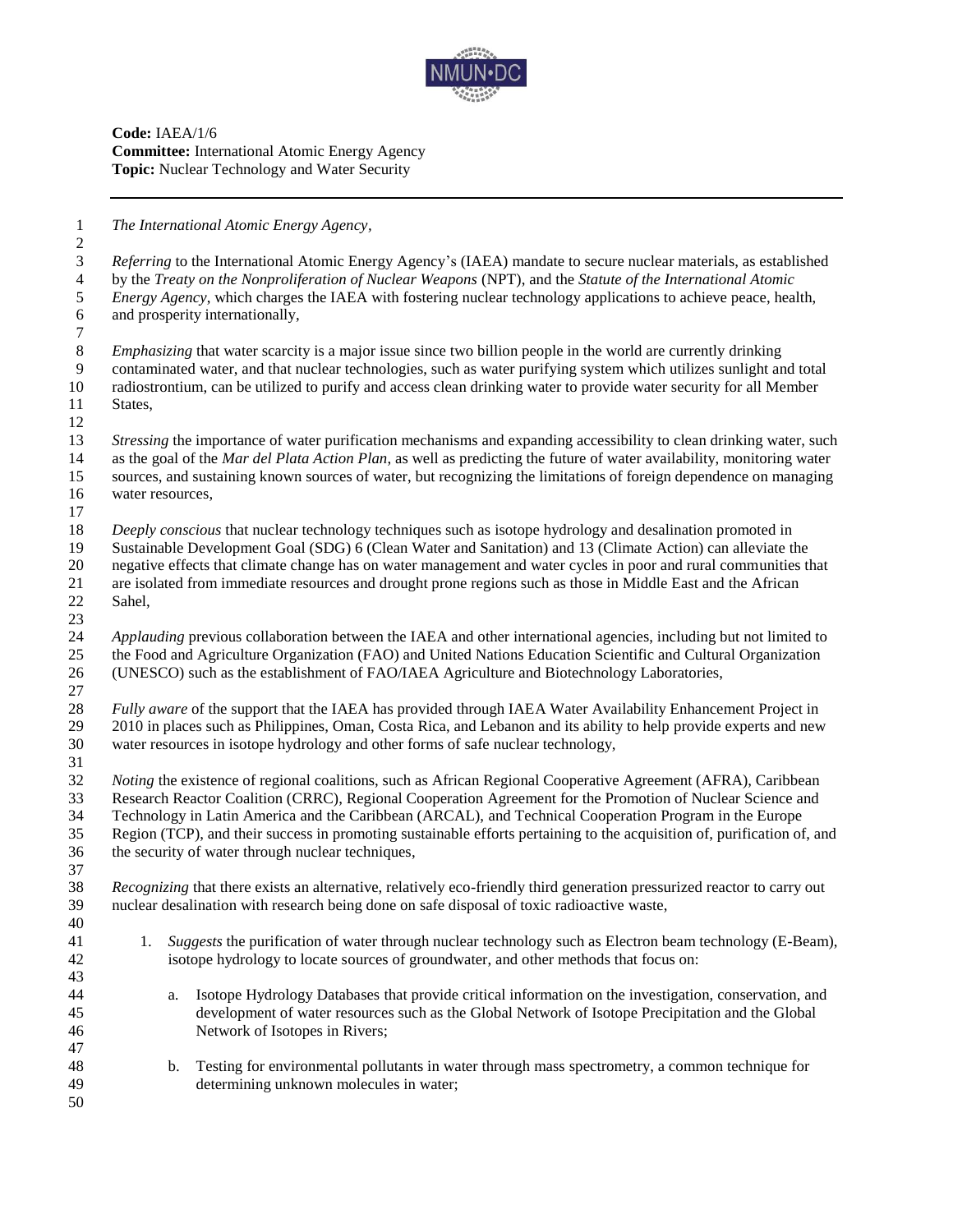**Code:** IAEA/1/6
**Committee:** International Atomic Energy Agency
**Topic:** Nuclear Technology and Water Security

---

*The International Atomic Energy Agency*,

*Referring* to the International Atomic Energy Agency's (IAEA) mandate to secure nuclear materials, as established by the *Treaty on the Nonproliferation of Nuclear Weapons* (NPT), and the *Statute of the International Atomic Energy Agency*, which charges the IAEA with fostering nuclear technology applications to achieve peace, health, and prosperity internationally,

*Emphasizing* that water scarcity is a major issue since two billion people in the world are currently drinking contaminated water, and that nuclear technologies, such as water purifying system which utilizes sunlight and total radiostrontium, can be utilized to purify and access clean drinking water to provide water security for all Member States,

*Stressing* the importance of water purification mechanisms and expanding accessibility to clean drinking water, such as the goal of the *Mar del Plata Action Plan*, as well as predicting the future of water availability, monitoring water sources, and sustaining known sources of water, but recognizing the limitations of foreign dependence on managing water resources,

*Deeply conscious* that nuclear technology techniques such as isotope hydrology and desalination promoted in Sustainable Development Goal (SDG) 6 (Clean Water and Sanitation) and 13 (Climate Action) can alleviate the negative effects that climate change has on water management and water cycles in poor and rural communities that are isolated from immediate resources and drought prone regions such as those in Middle East and the African Sahel,

*Applauding* previous collaboration between the IAEA and other international agencies, including but not limited to the Food and Agriculture Organization (FAO) and United Nations Education Scientific and Cultural Organization (UNESCO) such as the establishment of FAO/IAEA Agriculture and Biotechnology Laboratories,

*Fully aware* of the support that the IAEA has provided through IAEA Water Availability Enhancement Project in 2010 in places such as Philippines, Oman, Costa Rica, and Lebanon and its ability to help provide experts and new water resources in isotope hydrology and other forms of safe nuclear technology,

*Noting* the existence of regional coalitions, such as African Regional Cooperative Agreement (AFRA), Caribbean Research Reactor Coalition (CRRC), Regional Cooperation Agreement for the Promotion of Nuclear Science and Technology in Latin America and the Caribbean (ARCAL), and Technical Cooperation Program in the Europe Region (TCP), and their success in promoting sustainable efforts pertaining to the acquisition of, purification of, and the security of water through nuclear techniques,

*Recognizing* that there exists an alternative, relatively eco-friendly third generation pressurized reactor to carry out nuclear desalination with research being done on safe disposal of toxic radioactive waste,

1. *Suggests* the purification of water through nuclear technology such as Electron beam technology (E-Beam), isotope hydrology to locate sources of groundwater, and other methods that focus on:

    a. Isotope Hydrology Databases that provide critical information on the investigation, conservation, and development of water resources such as the Global Network of Isotope Precipitation and the Global Network of Isotopes in Rivers;

    b. Testing for environmental pollutants in water through mass spectrometry, a common technique for determining unknown molecules in water;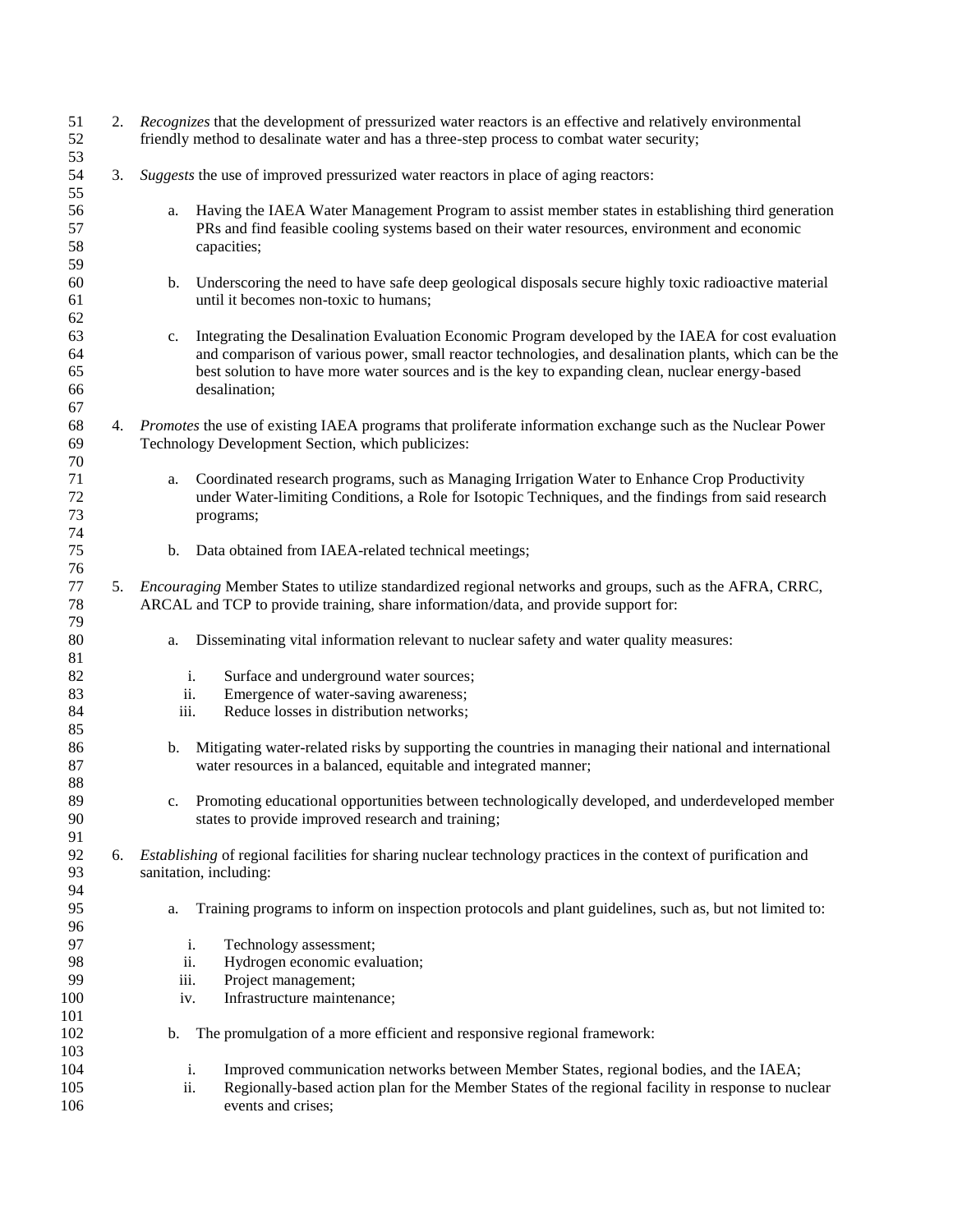2. *Recognizes* that the development of pressurized water reactors is an effective and relatively environmental friendly method to desalinate water and has a three-step process to combat water security;

3. *Suggests* the use of improved pressurized water reactors in place of aging reactors:

   a. Having the IAEA Water Management Program to assist member states in establishing third generation PRs and find feasible cooling systems based on their water resources, environment and economic capacities;

   b. Underscoring the need to have safe deep geological disposals secure highly toxic radioactive material until it becomes non-toxic to humans;

   c. Integrating the Desalination Evaluation Economic Program developed by the IAEA for cost evaluation and comparison of various power, small reactor technologies, and desalination plants, which can be the best solution to have more water sources and is the key to expanding clean, nuclear energy-based desalination;

4. *Promotes* the use of existing IAEA programs that proliferate information exchange such as the Nuclear Power Technology Development Section, which publicizes:

   a. Coordinated research programs, such as Managing Irrigation Water to Enhance Crop Productivity under Water-limiting Conditions, a Role for Isotopic Techniques, and the findings from said research programs;

   b. Data obtained from IAEA-related technical meetings;

5. *Encouraging* Member States to utilize standardized regional networks and groups, such as the AFRA, CRRC, ARCAL and TCP to provide training, share information/data, and provide support for:

   a. Disseminating vital information relevant to nuclear safety and water quality measures:

      i. Surface and underground water sources;
      ii. Emergence of water-saving awareness;
      iii. Reduce losses in distribution networks;

   b. Mitigating water-related risks by supporting the countries in managing their national and international water resources in a balanced, equitable and integrated manner;

   c. Promoting educational opportunities between technologically developed, and underdeveloped member states to provide improved research and training;

6. *Establishing* of regional facilities for sharing nuclear technology practices in the context of purification and sanitation, including:

   a. Training programs to inform on inspection protocols and plant guidelines, such as, but not limited to:

      i. Technology assessment;
      ii. Hydrogen economic evaluation;
      iii. Project management;
      iv. Infrastructure maintenance;

   b. The promulgation of a more efficient and responsive regional framework:

      i. Improved communication networks between Member States, regional bodies, and the IAEA;
      ii. Regionally-based action plan for the Member States of the regional facility in response to nuclear events and crises;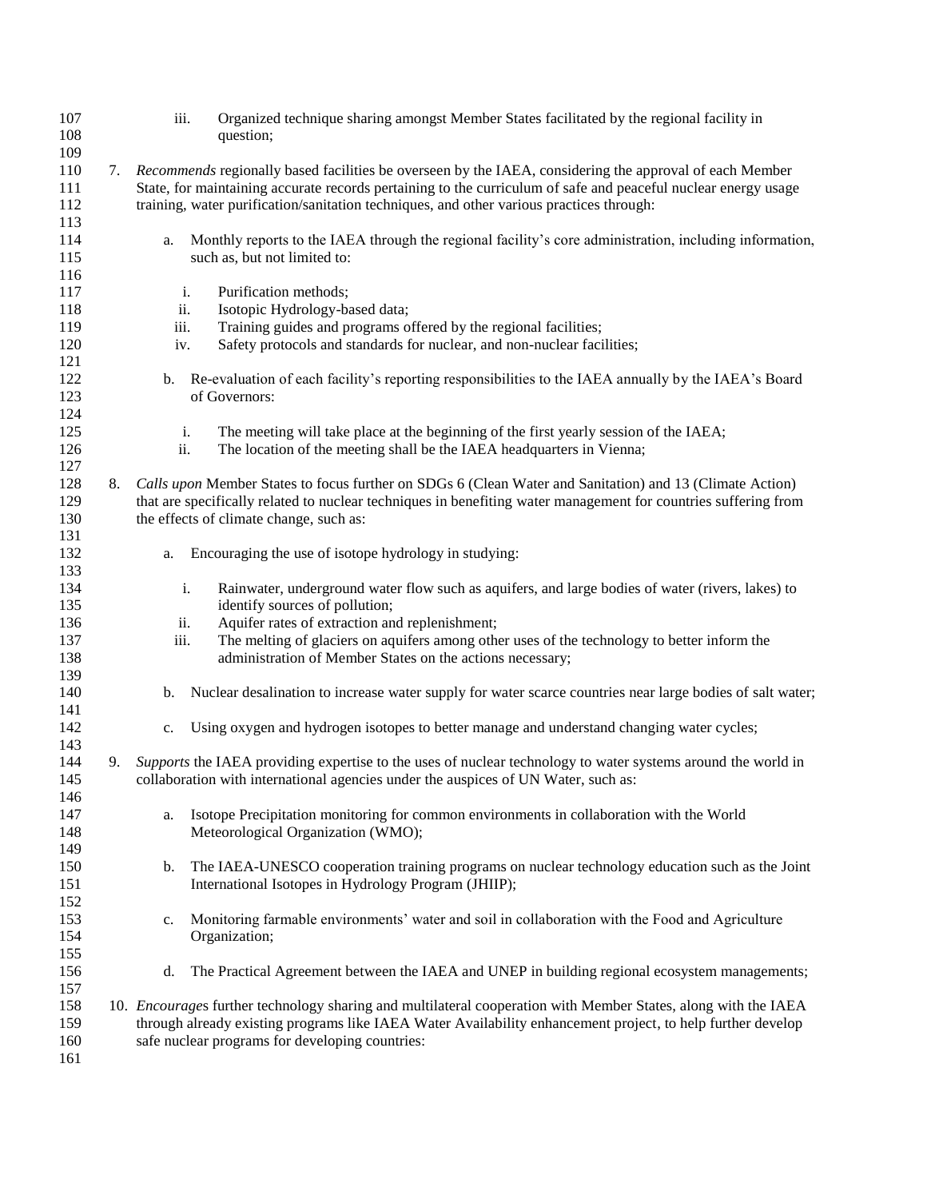iii. Organized technique sharing amongst Member States facilitated by the regional facility in question;

7. *Recommends* regionally based facilities be overseen by the IAEA, considering the approval of each Member State, for maintaining accurate records pertaining to the curriculum of safe and peaceful nuclear energy usage training, water purification/sanitation techniques, and other various practices through:

    a. Monthly reports to the IAEA through the regional facility's core administration, including information, such as, but not limited to:

        i. Purification methods;
        ii. Isotopic Hydrology-based data;
        iii. Training guides and programs offered by the regional facilities;
        iv. Safety protocols and standards for nuclear, and non-nuclear facilities;

    b. Re-evaluation of each facility's reporting responsibilities to the IAEA annually by the IAEA's Board of Governors:

        i. The meeting will take place at the beginning of the first yearly session of the IAEA;
        ii. The location of the meeting shall be the IAEA headquarters in Vienna;

8. *Calls upon* Member States to focus further on SDGs 6 (Clean Water and Sanitation) and 13 (Climate Action) that are specifically related to nuclear techniques in benefiting water management for countries suffering from the effects of climate change, such as:

    a. Encouraging the use of isotope hydrology in studying:

        i. Rainwater, underground water flow such as aquifers, and large bodies of water (rivers, lakes) to identify sources of pollution;
        ii. Aquifer rates of extraction and replenishment;
        iii. The melting of glaciers on aquifers among other uses of the technology to better inform the administration of Member States on the actions necessary;

    b. Nuclear desalination to increase water supply for water scarce countries near large bodies of salt water;

    c. Using oxygen and hydrogen isotopes to better manage and understand changing water cycles;

9. *Supports* the IAEA providing expertise to the uses of nuclear technology to water systems around the world in collaboration with international agencies under the auspices of UN Water, such as:

    a. Isotope Precipitation monitoring for common environments in collaboration with the World Meteorological Organization (WMO);

    b. The IAEA-UNESCO cooperation training programs on nuclear technology education such as the Joint International Isotopes in Hydrology Program (JHIIP);

    c. Monitoring farmable environments' water and soil in collaboration with the Food and Agriculture Organization;

    d. The Practical Agreement between the IAEA and UNEP in building regional ecosystem managements;

10. *Encourage*s further technology sharing and multilateral cooperation with Member States, along with the IAEA through already existing programs like IAEA Water Availability enhancement project, to help further develop safe nuclear programs for developing countries: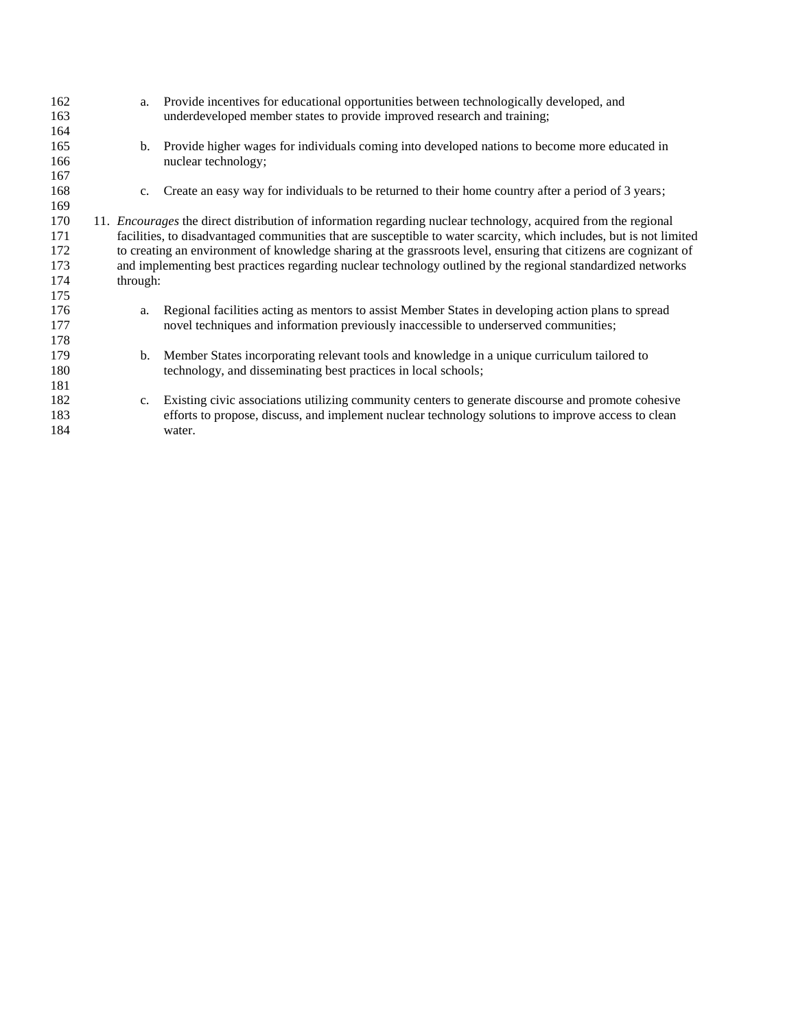a. Provide incentives for educational opportunities between technologically developed, and underdeveloped member states to provide improved research and training;

   b. Provide higher wages for individuals coming into developed nations to become more educated in nuclear technology;

   c. Create an easy way for individuals to be returned to their home country after a period of 3 years;

11. *Encourages* the direct distribution of information regarding nuclear technology, acquired from the regional facilities, to disadvantaged communities that are susceptible to water scarcity, which includes, but is not limited to creating an environment of knowledge sharing at the grassroots level, ensuring that citizens are cognizant of and implementing best practices regarding nuclear technology outlined by the regional standardized networks through:

   a. Regional facilities acting as mentors to assist Member States in developing action plans to spread novel techniques and information previously inaccessible to underserved communities;

   b. Member States incorporating relevant tools and knowledge in a unique curriculum tailored to technology, and disseminating best practices in local schools;

   c. Existing civic associations utilizing community centers to generate discourse and promote cohesive efforts to propose, discuss, and implement nuclear technology solutions to improve access to clean water.